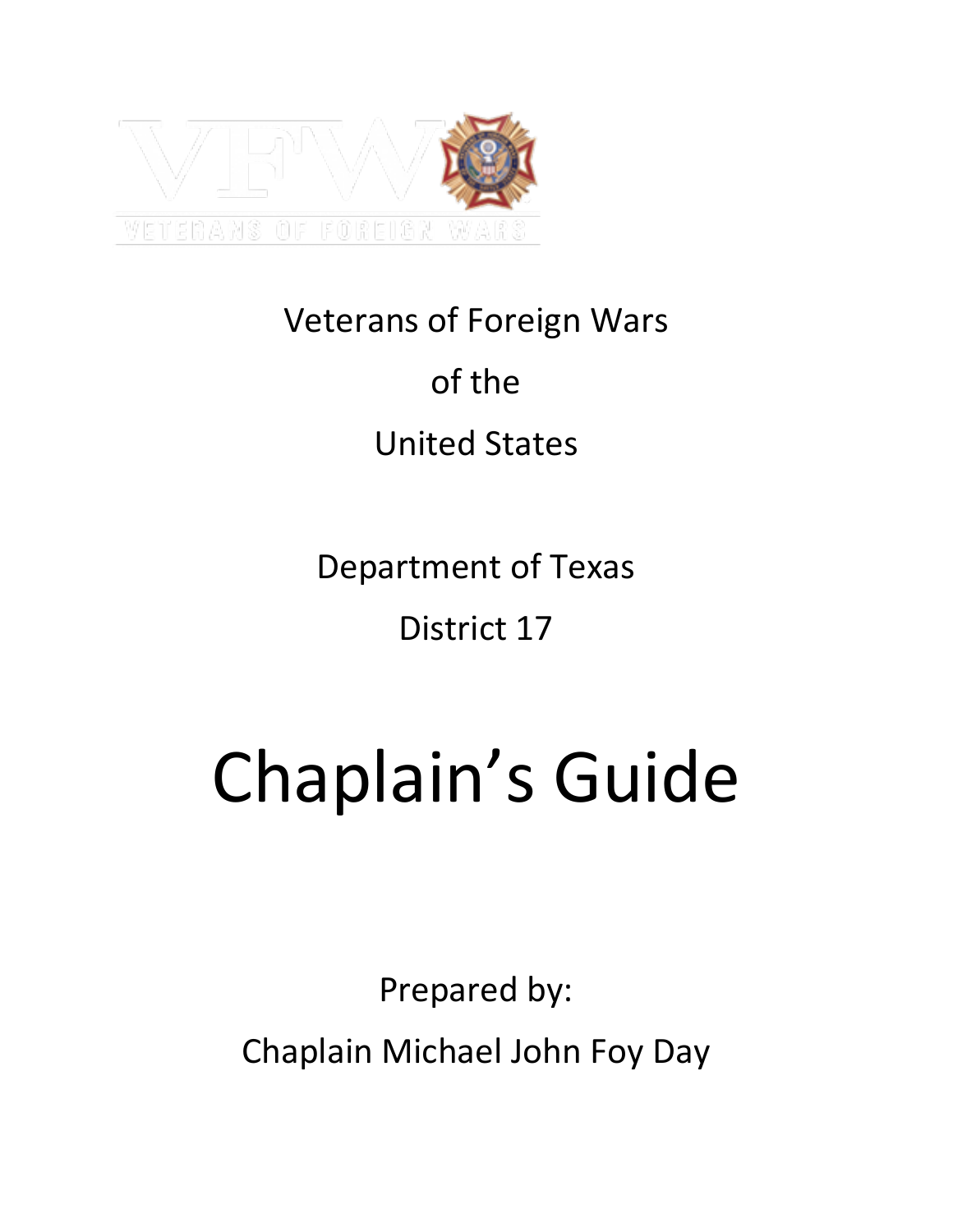Veterans of Foreign Wars

of the

United States

Department of Texas

District 17

# Chaplain's Guide

Prepared by:

Chaplain Michael John Foy Day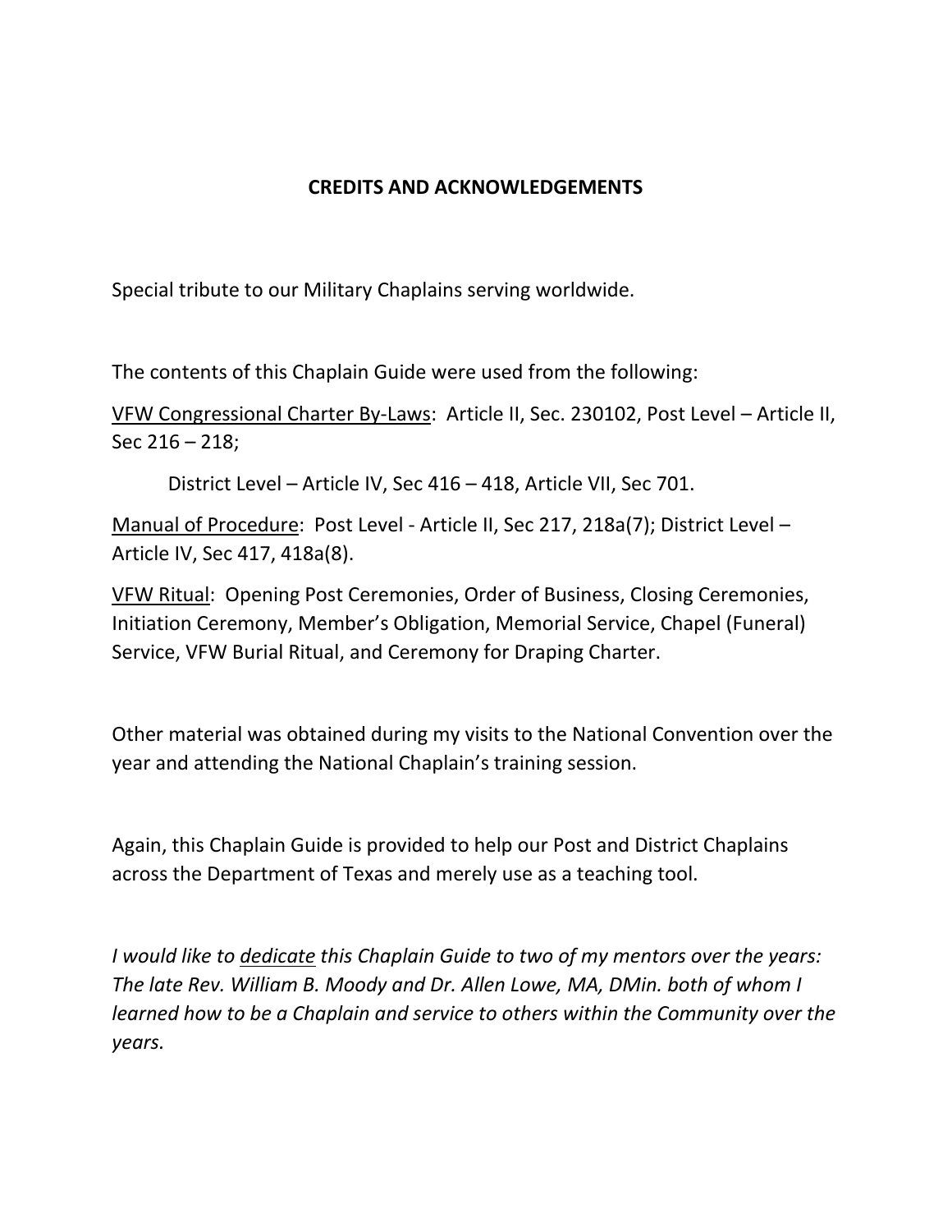# CREDITS AND ACKNOWLEDGEMENTS

Special tribute to our Military Chaplains serving worldwide.

The contents of this Chaplain Guide were used from the following:

<u>VFW Congressional Charter By-Laws</u>: Article II, Sec. 230102, Post Level – Article II, Sec 216 – 218;

District Level – Article IV, Sec 416 – 418, Article VII, Sec 701.

<u>Manual of Procedure</u>: Post Level - Article II, Sec 217, 218a(7); District Level – Article IV, Sec 417, 418a(8).

<u>VFW Ritual</u>: Opening Post Ceremonies, Order of Business, Closing Ceremonies, Initiation Ceremony, Member's Obligation, Memorial Service, Chapel (Funeral) Service, VFW Burial Ritual, and Ceremony for Draping Charter.

Other material was obtained during my visits to the National Convention over the year and attending the National Chaplain's training session.

Again, this Chaplain Guide is provided to help our Post and District Chaplains across the Department of Texas and merely use as a teaching tool.

*I would like to <u>dedicate</u> this Chaplain Guide to two of my mentors over the years: The late Rev. William B. Moody and Dr. Allen Lowe, MA, DMin. both of whom I learned how to be a Chaplain and service to others within the Community over the years.*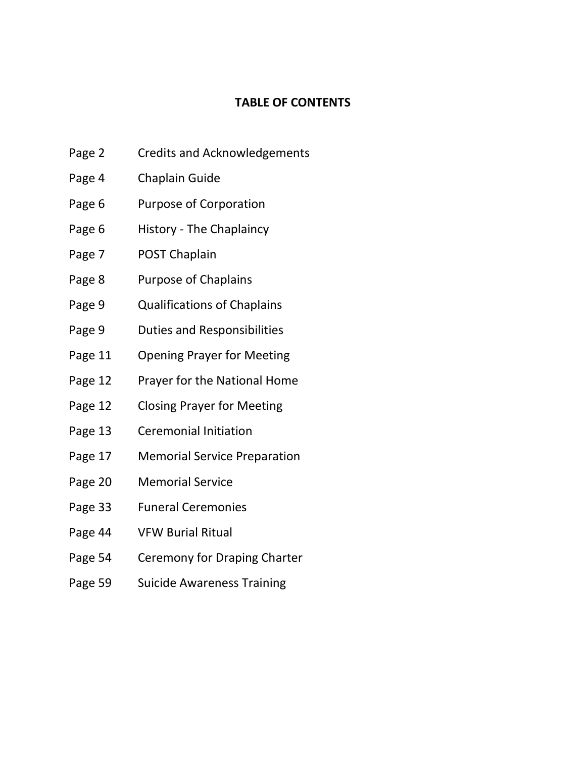## TABLE OF CONTENTS

| | |
|---|---|
| Page 2 | Credits and Acknowledgements |
| Page 4 | Chaplain Guide |
| Page 6 | Purpose of Corporation |
| Page 6 | History - The Chaplaincy |
| Page 7 | POST Chaplain |
| Page 8 | Purpose of Chaplains |
| Page 9 | Qualifications of Chaplains |
| Page 9 | Duties and Responsibilities |
| Page 11 | Opening Prayer for Meeting |
| Page 12 | Prayer for the National Home |
| Page 12 | Closing Prayer for Meeting |
| Page 13 | Ceremonial Initiation |
| Page 17 | Memorial Service Preparation |
| Page 20 | Memorial Service |
| Page 33 | Funeral Ceremonies |
| Page 44 | VFW Burial Ritual |
| Page 54 | Ceremony for Draping Charter |
| Page 59 | Suicide Awareness Training |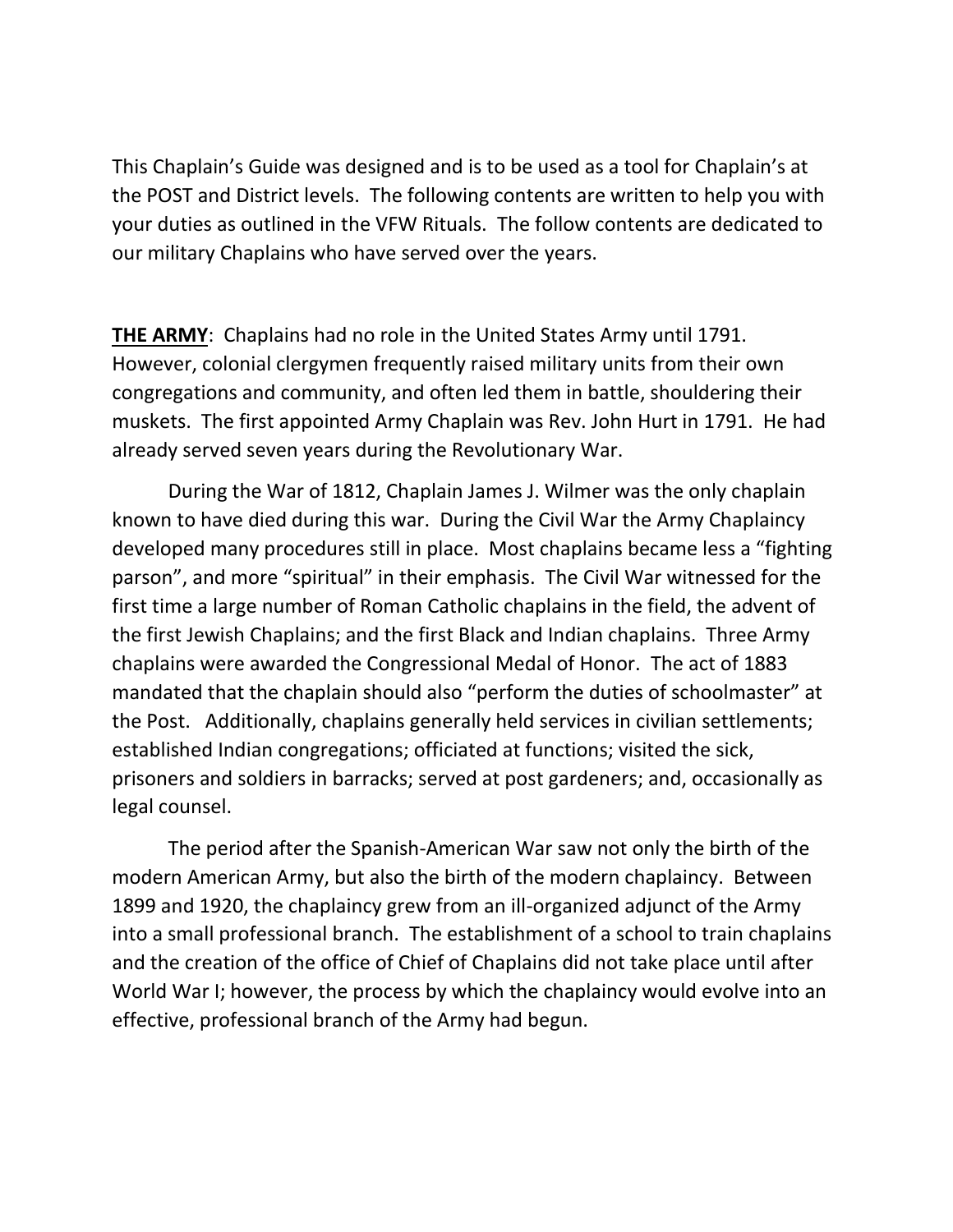This Chaplain's Guide was designed and is to be used as a tool for Chaplain's at the POST and District levels. The following contents are written to help you with your duties as outlined in the VFW Rituals. The follow contents are dedicated to our military Chaplains who have served over the years.

**THE ARMY**: Chaplains had no role in the United States Army until 1791. However, colonial clergymen frequently raised military units from their own congregations and community, and often led them in battle, shouldering their muskets. The first appointed Army Chaplain was Rev. John Hurt in 1791. He had already served seven years during the Revolutionary War.

During the War of 1812, Chaplain James J. Wilmer was the only chaplain known to have died during this war. During the Civil War the Army Chaplaincy developed many procedures still in place. Most chaplains became less a "fighting parson", and more "spiritual" in their emphasis. The Civil War witnessed for the first time a large number of Roman Catholic chaplains in the field, the advent of the first Jewish Chaplains; and the first Black and Indian chaplains. Three Army chaplains were awarded the Congressional Medal of Honor. The act of 1883 mandated that the chaplain should also "perform the duties of schoolmaster" at the Post. Additionally, chaplains generally held services in civilian settlements; established Indian congregations; officiated at functions; visited the sick, prisoners and soldiers in barracks; served at post gardeners; and, occasionally as legal counsel.

The period after the Spanish-American War saw not only the birth of the modern American Army, but also the birth of the modern chaplaincy. Between 1899 and 1920, the chaplaincy grew from an ill-organized adjunct of the Army into a small professional branch. The establishment of a school to train chaplains and the creation of the office of Chief of Chaplains did not take place until after World War I; however, the process by which the chaplaincy would evolve into an effective, professional branch of the Army had begun.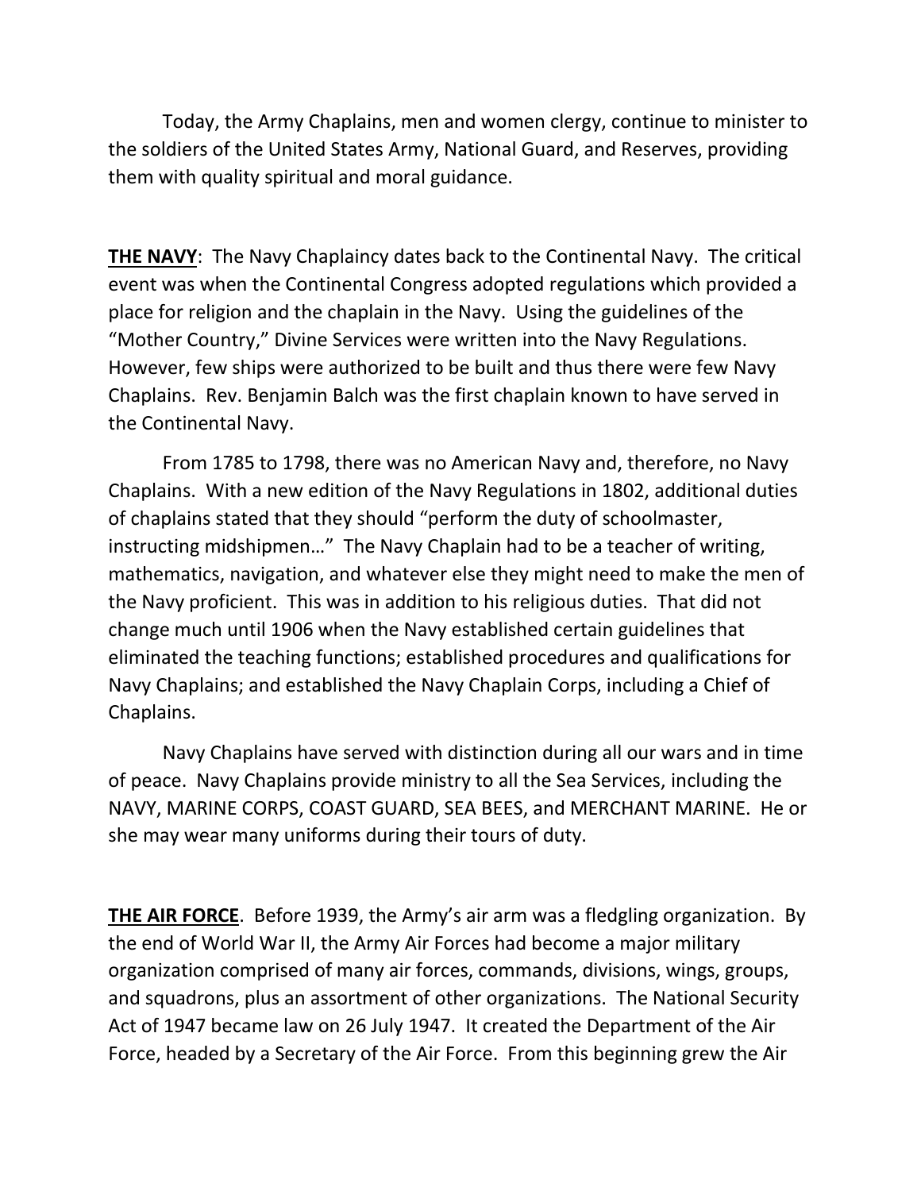Today, the Army Chaplains, men and women clergy, continue to minister to the soldiers of the United States Army, National Guard, and Reserves, providing them with quality spiritual and moral guidance.

**THE NAVY**: The Navy Chaplaincy dates back to the Continental Navy. The critical event was when the Continental Congress adopted regulations which provided a place for religion and the chaplain in the Navy. Using the guidelines of the "Mother Country," Divine Services were written into the Navy Regulations. However, few ships were authorized to be built and thus there were few Navy Chaplains. Rev. Benjamin Balch was the first chaplain known to have served in the Continental Navy.

From 1785 to 1798, there was no American Navy and, therefore, no Navy Chaplains. With a new edition of the Navy Regulations in 1802, additional duties of chaplains stated that they should "perform the duty of schoolmaster, instructing midshipmen…" The Navy Chaplain had to be a teacher of writing, mathematics, navigation, and whatever else they might need to make the men of the Navy proficient. This was in addition to his religious duties. That did not change much until 1906 when the Navy established certain guidelines that eliminated the teaching functions; established procedures and qualifications for Navy Chaplains; and established the Navy Chaplain Corps, including a Chief of Chaplains.

Navy Chaplains have served with distinction during all our wars and in time of peace. Navy Chaplains provide ministry to all the Sea Services, including the NAVY, MARINE CORPS, COAST GUARD, SEA BEES, and MERCHANT MARINE. He or she may wear many uniforms during their tours of duty.

**THE AIR FORCE**. Before 1939, the Army's air arm was a fledgling organization. By the end of World War II, the Army Air Forces had become a major military organization comprised of many air forces, commands, divisions, wings, groups, and squadrons, plus an assortment of other organizations. The National Security Act of 1947 became law on 26 July 1947. It created the Department of the Air Force, headed by a Secretary of the Air Force. From this beginning grew the Air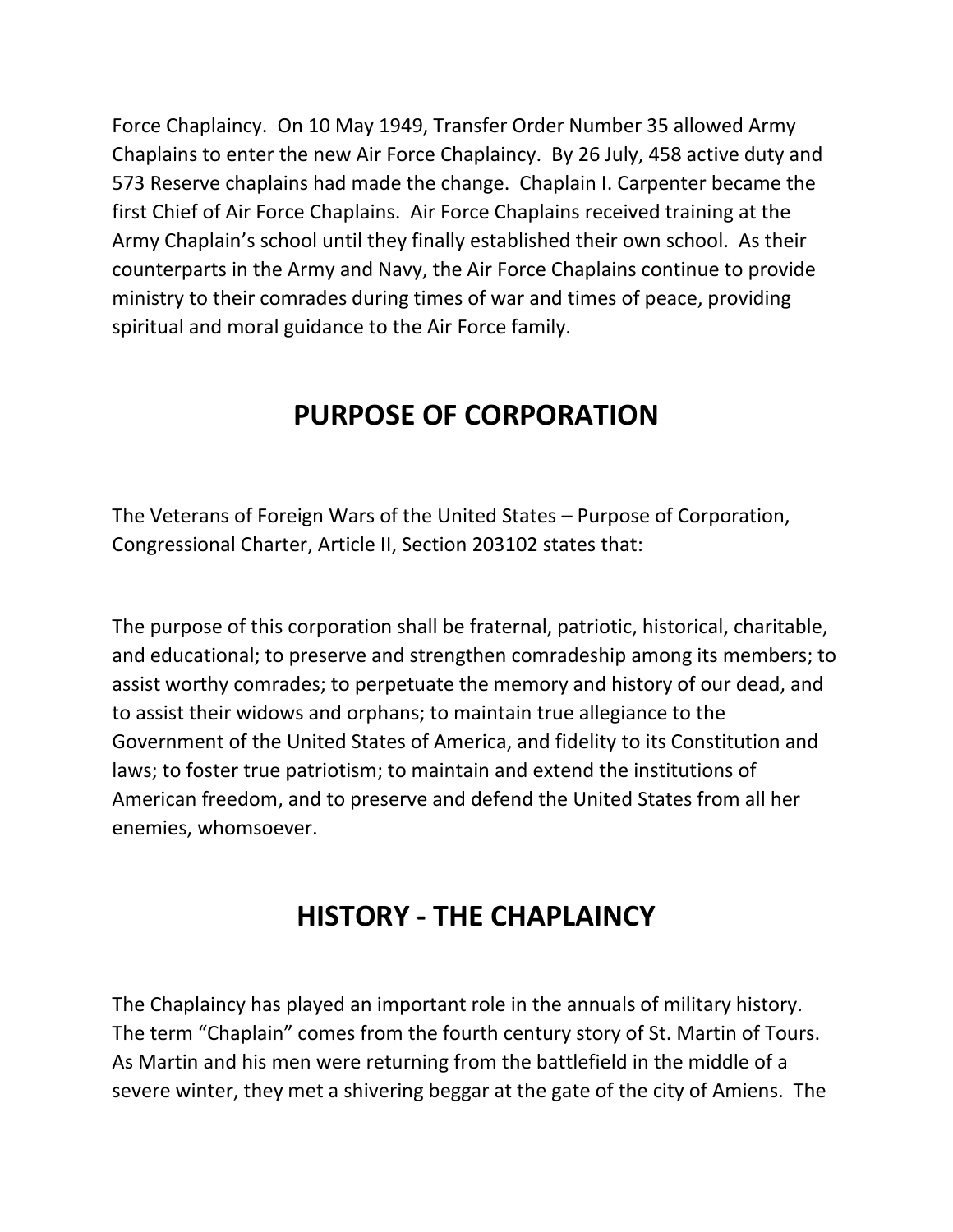Force Chaplaincy. On 10 May 1949, Transfer Order Number 35 allowed Army Chaplains to enter the new Air Force Chaplaincy. By 26 July, 458 active duty and 573 Reserve chaplains had made the change. Chaplain I. Carpenter became the first Chief of Air Force Chaplains. Air Force Chaplains received training at the Army Chaplain's school until they finally established their own school. As their counterparts in the Army and Navy, the Air Force Chaplains continue to provide ministry to their comrades during times of war and times of peace, providing spiritual and moral guidance to the Air Force family.

## PURPOSE OF CORPORATION

The Veterans of Foreign Wars of the United States – Purpose of Corporation, Congressional Charter, Article II, Section 203102 states that:

The purpose of this corporation shall be fraternal, patriotic, historical, charitable, and educational; to preserve and strengthen comradeship among its members; to assist worthy comrades; to perpetuate the memory and history of our dead, and to assist their widows and orphans; to maintain true allegiance to the Government of the United States of America, and fidelity to its Constitution and laws; to foster true patriotism; to maintain and extend the institutions of American freedom, and to preserve and defend the United States from all her enemies, whomsoever.

## HISTORY - THE CHAPLAINCY

The Chaplaincy has played an important role in the annuals of military history. The term "Chaplain" comes from the fourth century story of St. Martin of Tours. As Martin and his men were returning from the battlefield in the middle of a severe winter, they met a shivering beggar at the gate of the city of Amiens. The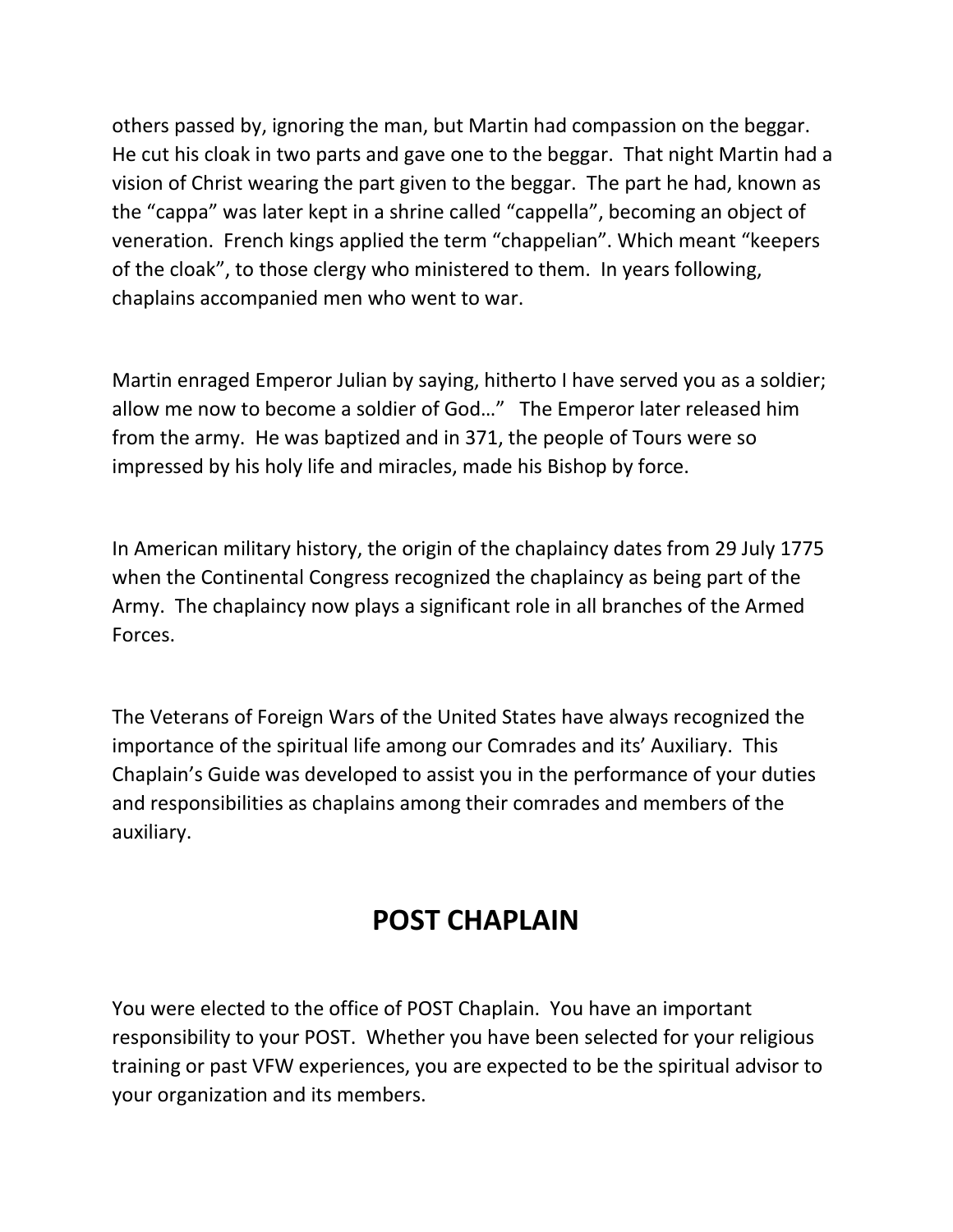others passed by, ignoring the man, but Martin had compassion on the beggar. He cut his cloak in two parts and gave one to the beggar. That night Martin had a vision of Christ wearing the part given to the beggar. The part he had, known as the “cappa” was later kept in a shrine called “cappella”, becoming an object of veneration. French kings applied the term “chappelian”. Which meant “keepers of the cloak”, to those clergy who ministered to them. In years following, chaplains accompanied men who went to war.

Martin enraged Emperor Julian by saying, hitherto I have served you as a soldier; allow me now to become a soldier of God…” The Emperor later released him from the army. He was baptized and in 371, the people of Tours were so impressed by his holy life and miracles, made his Bishop by force.

In American military history, the origin of the chaplaincy dates from 29 July 1775 when the Continental Congress recognized the chaplaincy as being part of the Army. The chaplaincy now plays a significant role in all branches of the Armed Forces.

The Veterans of Foreign Wars of the United States have always recognized the importance of the spiritual life among our Comrades and its’ Auxiliary. This Chaplain’s Guide was developed to assist you in the performance of your duties and responsibilities as chaplains among their comrades and members of the auxiliary.

## POST CHAPLAIN

You were elected to the office of POST Chaplain. You have an important responsibility to your POST. Whether you have been selected for your religious training or past VFW experiences, you are expected to be the spiritual advisor to your organization and its members.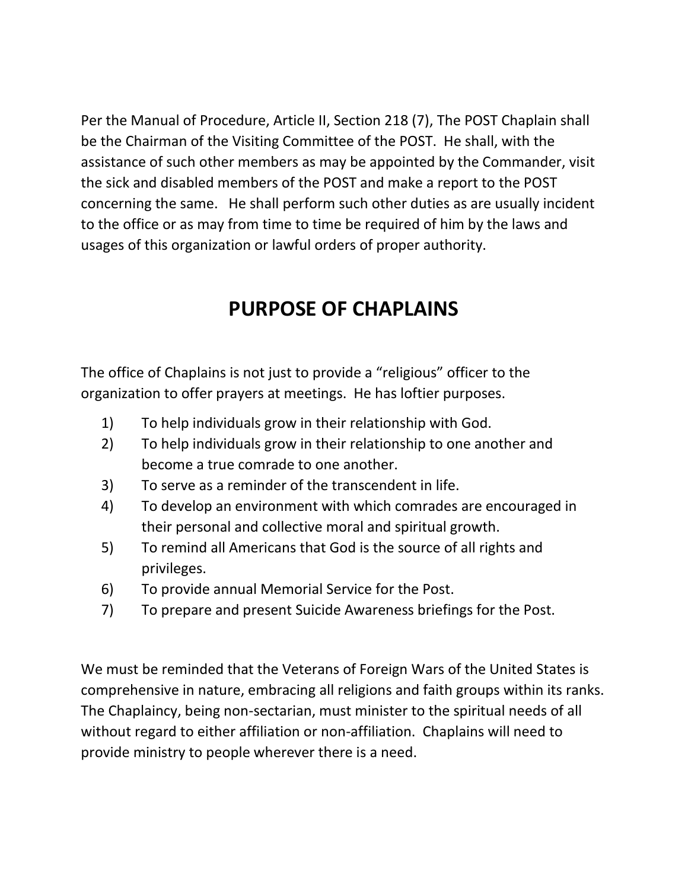Per the Manual of Procedure, Article II, Section 218 (7), The POST Chaplain shall be the Chairman of the Visiting Committee of the POST. He shall, with the assistance of such other members as may be appointed by the Commander, visit the sick and disabled members of the POST and make a report to the POST concerning the same. He shall perform such other duties as are usually incident to the office or as may from time to time be required of him by the laws and usages of this organization or lawful orders of proper authority.

## PURPOSE OF CHAPLAINS

The office of Chaplains is not just to provide a "religious" officer to the organization to offer prayers at meetings. He has loftier purposes.

1) To help individuals grow in their relationship with God.
2) To help individuals grow in their relationship to one another and become a true comrade to one another.
3) To serve as a reminder of the transcendent in life.
4) To develop an environment with which comrades are encouraged in their personal and collective moral and spiritual growth.
5) To remind all Americans that God is the source of all rights and privileges.
6) To provide annual Memorial Service for the Post.
7) To prepare and present Suicide Awareness briefings for the Post.

We must be reminded that the Veterans of Foreign Wars of the United States is comprehensive in nature, embracing all religions and faith groups within its ranks. The Chaplaincy, being non-sectarian, must minister to the spiritual needs of all without regard to either affiliation or non-affiliation. Chaplains will need to provide ministry to people wherever there is a need.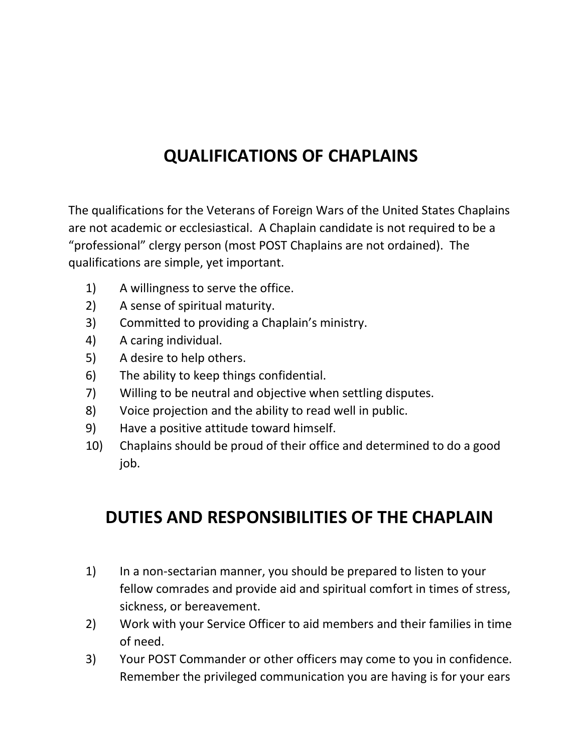# QUALIFICATIONS OF CHAPLAINS

The qualifications for the Veterans of Foreign Wars of the United States Chaplains are not academic or ecclesiastical. A Chaplain candidate is not required to be a "professional" clergy person (most POST Chaplains are not ordained). The qualifications are simple, yet important.

1) A willingness to serve the office.
2) A sense of spiritual maturity.
3) Committed to providing a Chaplain's ministry.
4) A caring individual.
5) A desire to help others.
6) The ability to keep things confidential.
7) Willing to be neutral and objective when settling disputes.
8) Voice projection and the ability to read well in public.
9) Have a positive attitude toward himself.
10) Chaplains should be proud of their office and determined to do a good job.

# DUTIES AND RESPONSIBILITIES OF THE CHAPLAIN

1) In a non-sectarian manner, you should be prepared to listen to your fellow comrades and provide aid and spiritual comfort in times of stress, sickness, or bereavement.
2) Work with your Service Officer to aid members and their families in time of need.
3) Your POST Commander or other officers may come to you in confidence. Remember the privileged communication you are having is for your ears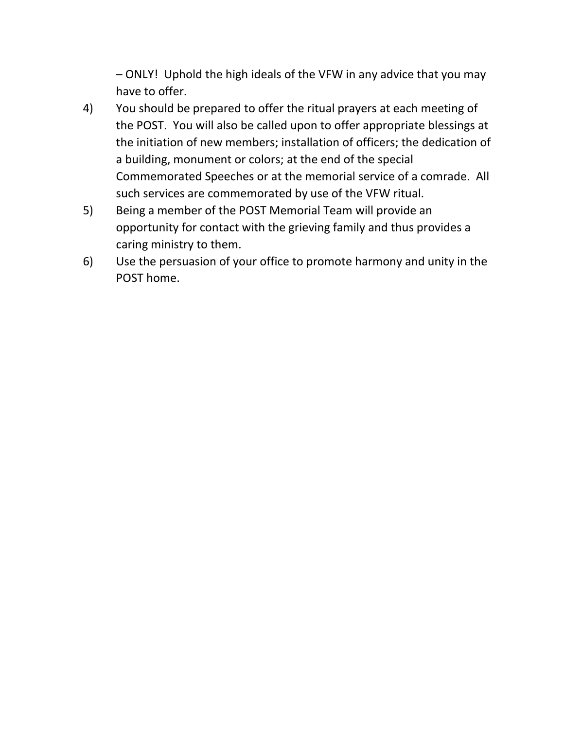– ONLY!  Uphold the high ideals of the VFW in any advice that you may have to offer.

4) You should be prepared to offer the ritual prayers at each meeting of the POST.  You will also be called upon to offer appropriate blessings at the initiation of new members; installation of officers; the dedication of a building, monument or colors; at the end of the special Commemorated Speeches or at the memorial service of a comrade.  All such services are commemorated by use of the VFW ritual.

5) Being a member of the POST Memorial Team will provide an opportunity for contact with the grieving family and thus provides a caring ministry to them.

6) Use the persuasion of your office to promote harmony and unity in the POST home.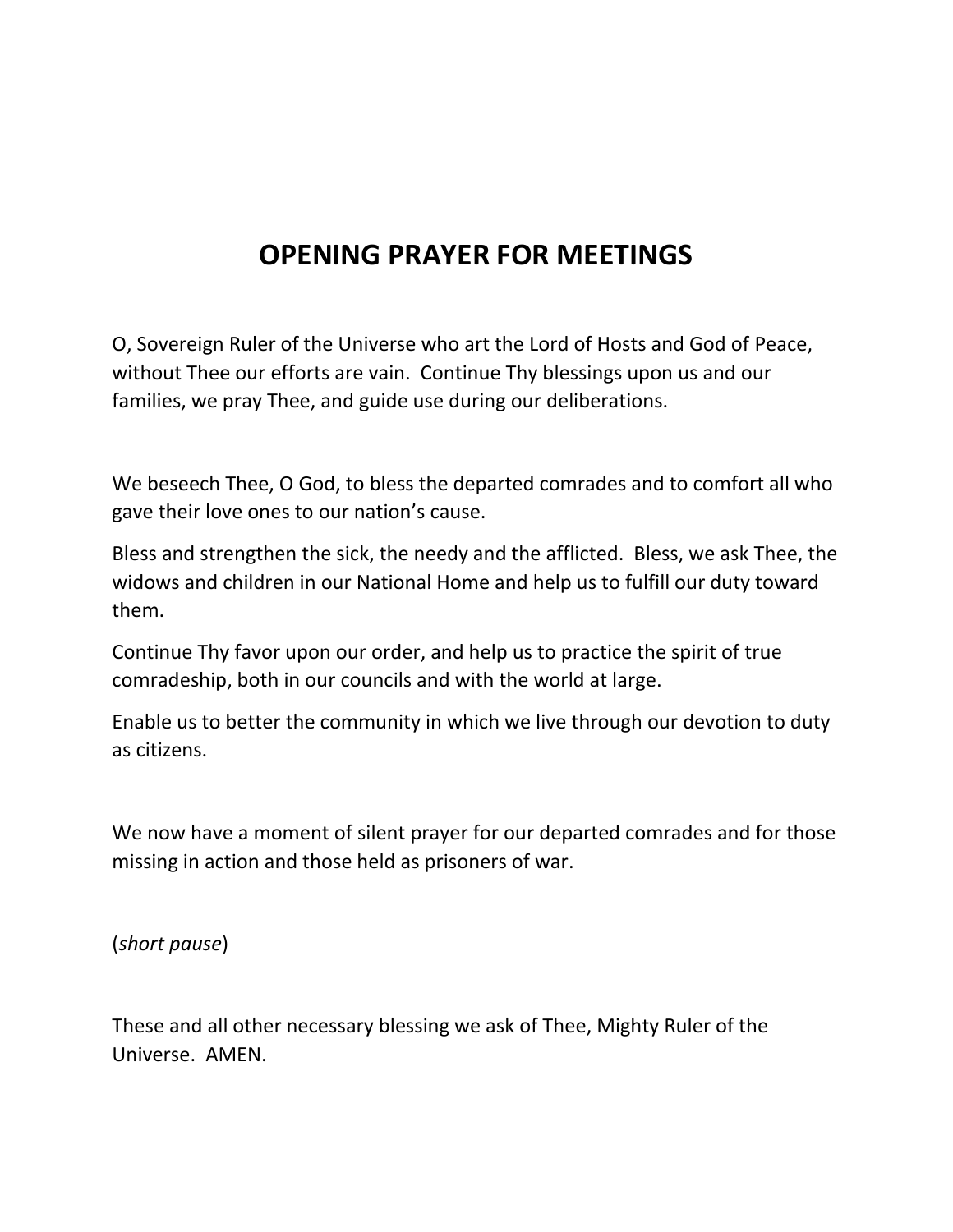# OPENING PRAYER FOR MEETINGS

O, Sovereign Ruler of the Universe who art the Lord of Hosts and God of Peace, without Thee our efforts are vain. Continue Thy blessings upon us and our families, we pray Thee, and guide use during our deliberations.

We beseech Thee, O God, to bless the departed comrades and to comfort all who gave their love ones to our nation's cause.

Bless and strengthen the sick, the needy and the afflicted. Bless, we ask Thee, the widows and children in our National Home and help us to fulfill our duty toward them.

Continue Thy favor upon our order, and help us to practice the spirit of true comradeship, both in our councils and with the world at large.

Enable us to better the community in which we live through our devotion to duty as citizens.

We now have a moment of silent prayer for our departed comrades and for those missing in action and those held as prisoners of war.

(*short pause*)

These and all other necessary blessing we ask of Thee, Mighty Ruler of the Universe. AMEN.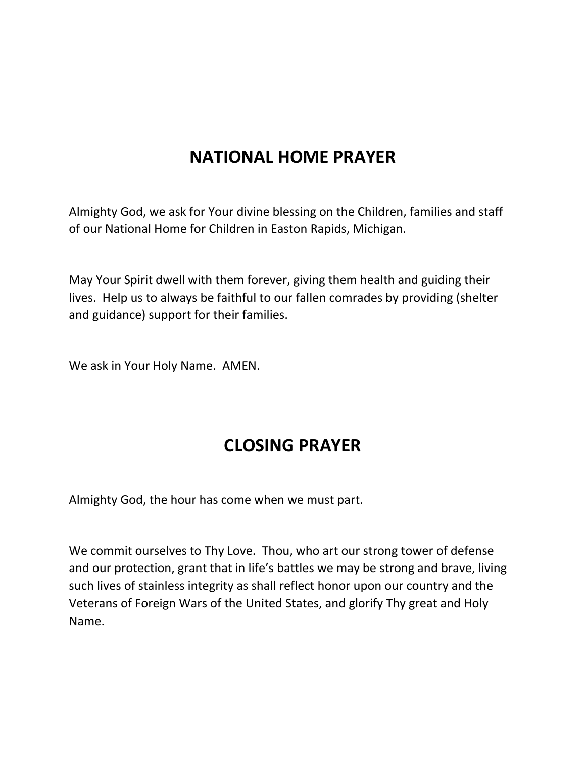# NATIONAL HOME PRAYER

Almighty God, we ask for Your divine blessing on the Children, families and staff of our National Home for Children in Easton Rapids, Michigan.

May Your Spirit dwell with them forever, giving them health and guiding their lives. Help us to always be faithful to our fallen comrades by providing (shelter and guidance) support for their families.

We ask in Your Holy Name. AMEN.

# CLOSING PRAYER

Almighty God, the hour has come when we must part.

We commit ourselves to Thy Love. Thou, who art our strong tower of defense and our protection, grant that in life's battles we may be strong and brave, living such lives of stainless integrity as shall reflect honor upon our country and the Veterans of Foreign Wars of the United States, and glorify Thy great and Holy Name.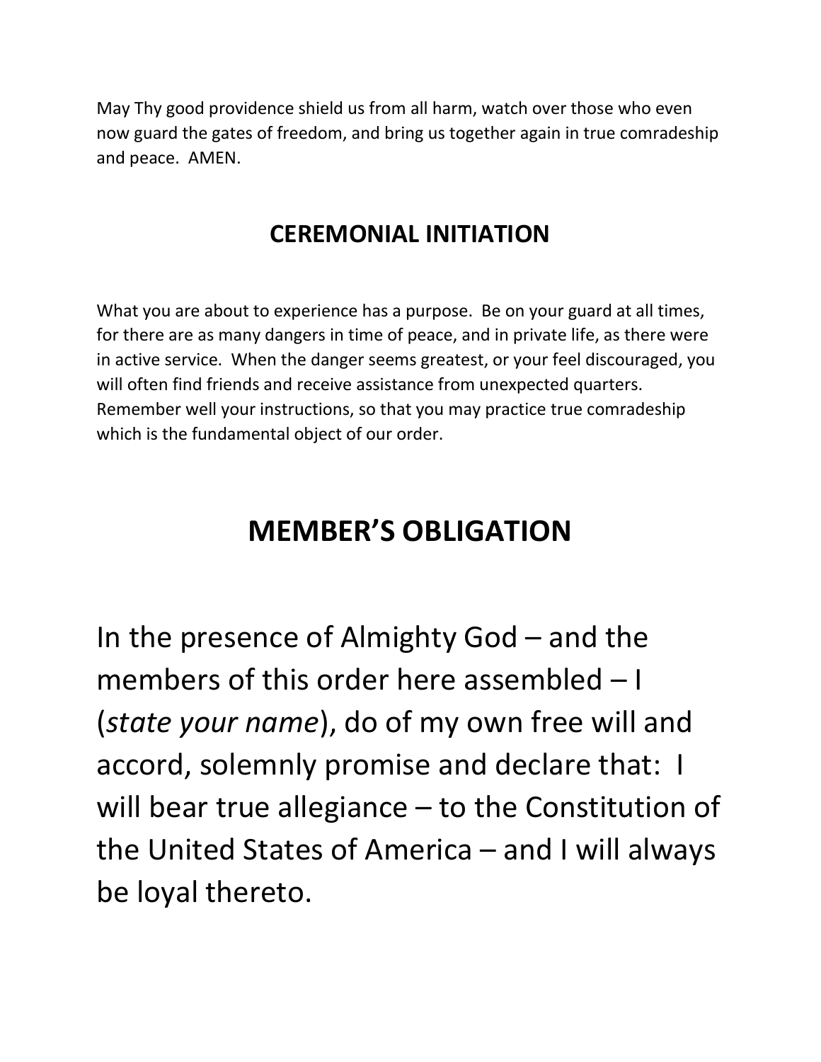May Thy good providence shield us from all harm, watch over those who even now guard the gates of freedom, and bring us together again in true comradeship and peace. AMEN.

## CEREMONIAL INITIATION

What you are about to experience has a purpose. Be on your guard at all times, for there are as many dangers in time of peace, and in private life, as there were in active service. When the danger seems greatest, or your feel discouraged, you will often find friends and receive assistance from unexpected quarters. Remember well your instructions, so that you may practice true comradeship which is the fundamental object of our order.

# MEMBER'S OBLIGATION

In the presence of Almighty God – and the members of this order here assembled – I (*state your name*), do of my own free will and accord, solemnly promise and declare that: I will bear true allegiance – to the Constitution of the United States of America – and I will always be loyal thereto.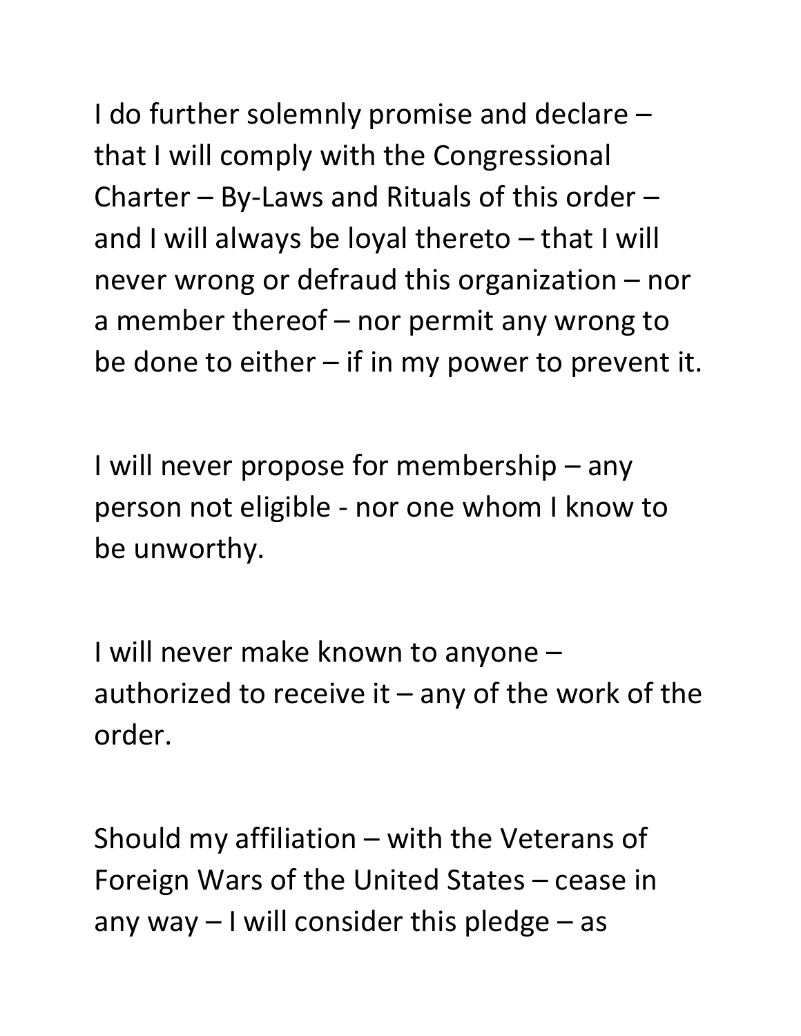I do further solemnly promise and declare – that I will comply with the Congressional Charter – By-Laws and Rituals of this order – and I will always be loyal thereto – that I will never wrong or defraud this organization – nor a member thereof – nor permit any wrong to be done to either – if in my power to prevent it.

I will never propose for membership – any person not eligible - nor one whom I know to be unworthy.

I will never make known to anyone – authorized to receive it – any of the work of the order.

Should my affiliation – with the Veterans of Foreign Wars of the United States – cease in any way – I will consider this pledge – as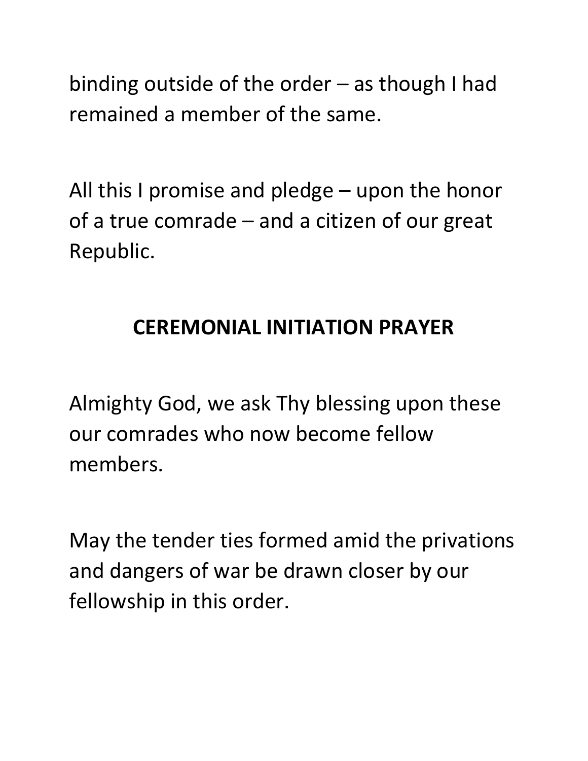binding outside of the order – as though I had remained a member of the same.

All this I promise and pledge – upon the honor of a true comrade – and a citizen of our great Republic.

## CEREMONIAL INITIATION PRAYER

Almighty God, we ask Thy blessing upon these our comrades who now become fellow members.

May the tender ties formed amid the privations and dangers of war be drawn closer by our fellowship in this order.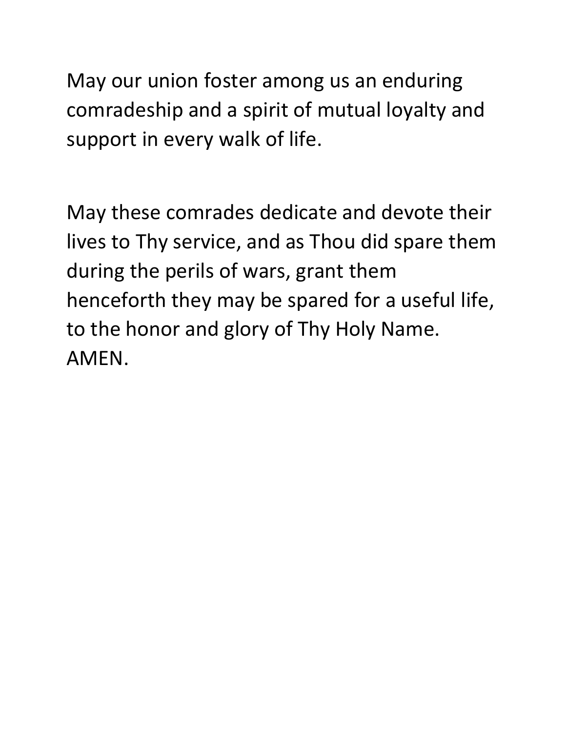May our union foster among us an enduring comradeship and a spirit of mutual loyalty and support in every walk of life.

May these comrades dedicate and devote their lives to Thy service, and as Thou did spare them during the perils of wars, grant them henceforth they may be spared for a useful life, to the honor and glory of Thy Holy Name. AMEN.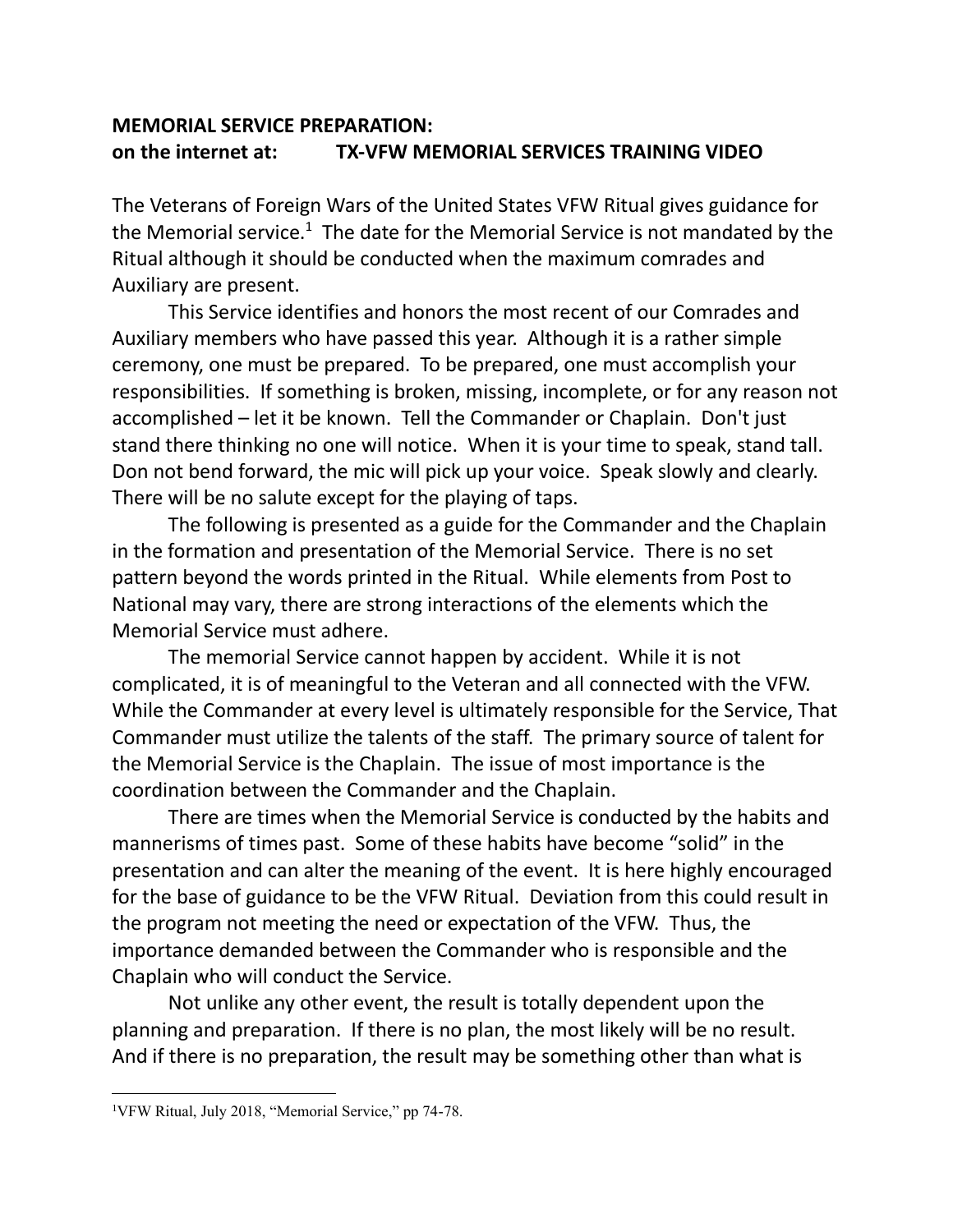**MEMORIAL SERVICE PREPARATION:**
**on the internet at: TX-VFW MEMORIAL SERVICES TRAINING VIDEO**

The Veterans of Foreign Wars of the United States VFW Ritual gives guidance for the Memorial service.[1] The date for the Memorial Service is not mandated by the Ritual although it should be conducted when the maximum comrades and Auxiliary are present.

This Service identifies and honors the most recent of our Comrades and Auxiliary members who have passed this year. Although it is a rather simple ceremony, one must be prepared. To be prepared, one must accomplish your responsibilities. If something is broken, missing, incomplete, or for any reason not accomplished – let it be known. Tell the Commander or Chaplain. Don't just stand there thinking no one will notice. When it is your time to speak, stand tall. Don not bend forward, the mic will pick up your voice. Speak slowly and clearly. There will be no salute except for the playing of taps.

The following is presented as a guide for the Commander and the Chaplain in the formation and presentation of the Memorial Service. There is no set pattern beyond the words printed in the Ritual. While elements from Post to National may vary, there are strong interactions of the elements which the Memorial Service must adhere.

The memorial Service cannot happen by accident. While it is not complicated, it is of meaningful to the Veteran and all connected with the VFW. While the Commander at every level is ultimately responsible for the Service, That Commander must utilize the talents of the staff. The primary source of talent for the Memorial Service is the Chaplain. The issue of most importance is the coordination between the Commander and the Chaplain.

There are times when the Memorial Service is conducted by the habits and mannerisms of times past. Some of these habits have become "solid" in the presentation and can alter the meaning of the event. It is here highly encouraged for the base of guidance to be the VFW Ritual. Deviation from this could result in the program not meeting the need or expectation of the VFW. Thus, the importance demanded between the Commander who is responsible and the Chaplain who will conduct the Service.

Not unlike any other event, the result is totally dependent upon the planning and preparation. If there is no plan, the most likely will be no result. And if there is no preparation, the result may be something other than what is

---

[1] VFW Ritual, July 2018, "Memorial Service," pp 74-78.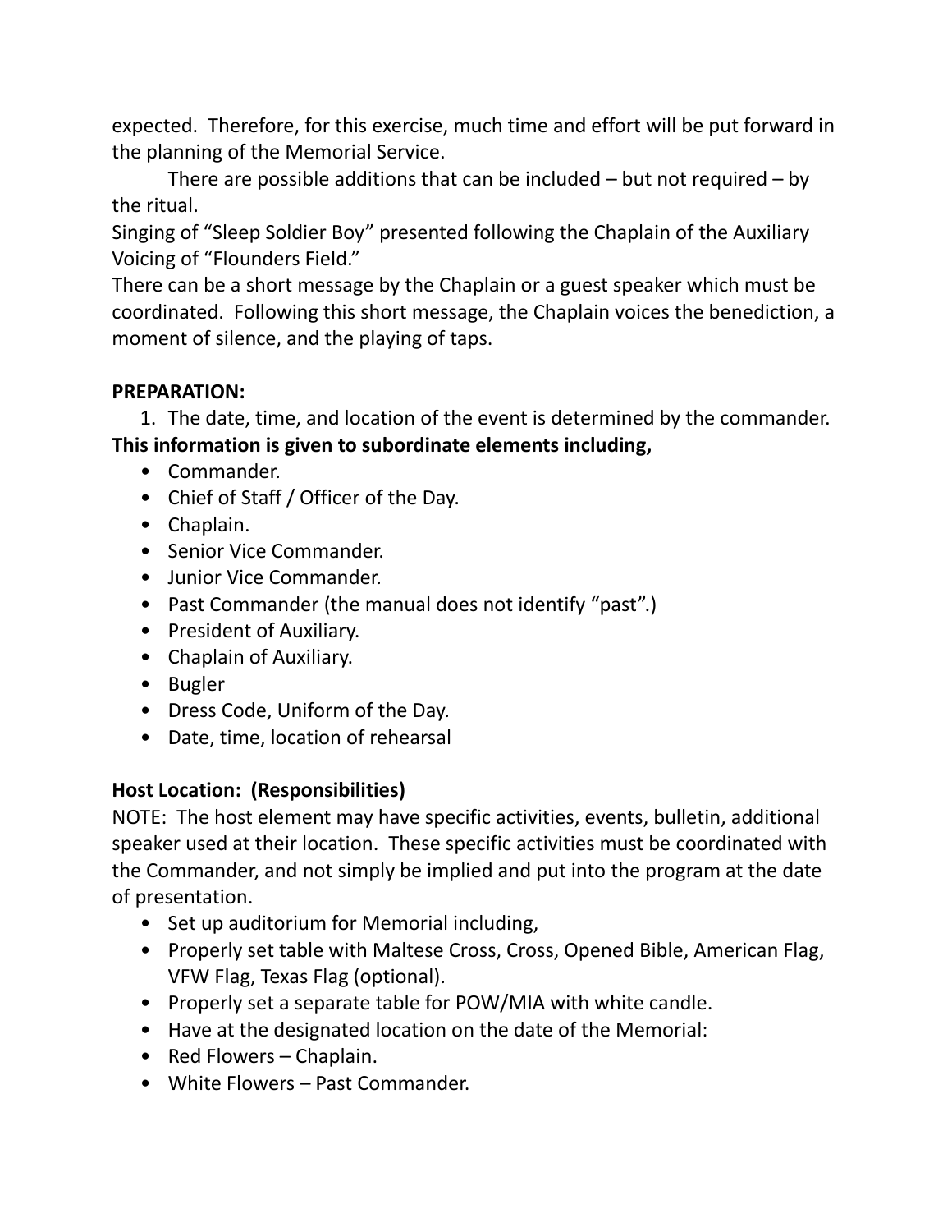expected. Therefore, for this exercise, much time and effort will be put forward in the planning of the Memorial Service.

There are possible additions that can be included – but not required – by the ritual.

Singing of "Sleep Soldier Boy" presented following the Chaplain of the Auxiliary Voicing of "Flounders Field."

There can be a short message by the Chaplain or a guest speaker which must be coordinated. Following this short message, the Chaplain voices the benediction, a moment of silence, and the playing of taps.

**PREPARATION:**

1. The date, time, and location of the event is determined by the commander.

**This information is given to subordinate elements including,**

- Commander.
- Chief of Staff / Officer of the Day.
- Chaplain.
- Senior Vice Commander.
- Junior Vice Commander.
- Past Commander (the manual does not identify "past".)
- President of Auxiliary.
- Chaplain of Auxiliary.
- Bugler
- Dress Code, Uniform of the Day.
- Date, time, location of rehearsal

**Host Location: (Responsibilities)**

NOTE: The host element may have specific activities, events, bulletin, additional speaker used at their location. These specific activities must be coordinated with the Commander, and not simply be implied and put into the program at the date of presentation.

- Set up auditorium for Memorial including,
- Properly set table with Maltese Cross, Cross, Opened Bible, American Flag, VFW Flag, Texas Flag (optional).
- Properly set a separate table for POW/MIA with white candle.
- Have at the designated location on the date of the Memorial:
- Red Flowers – Chaplain.
- White Flowers – Past Commander.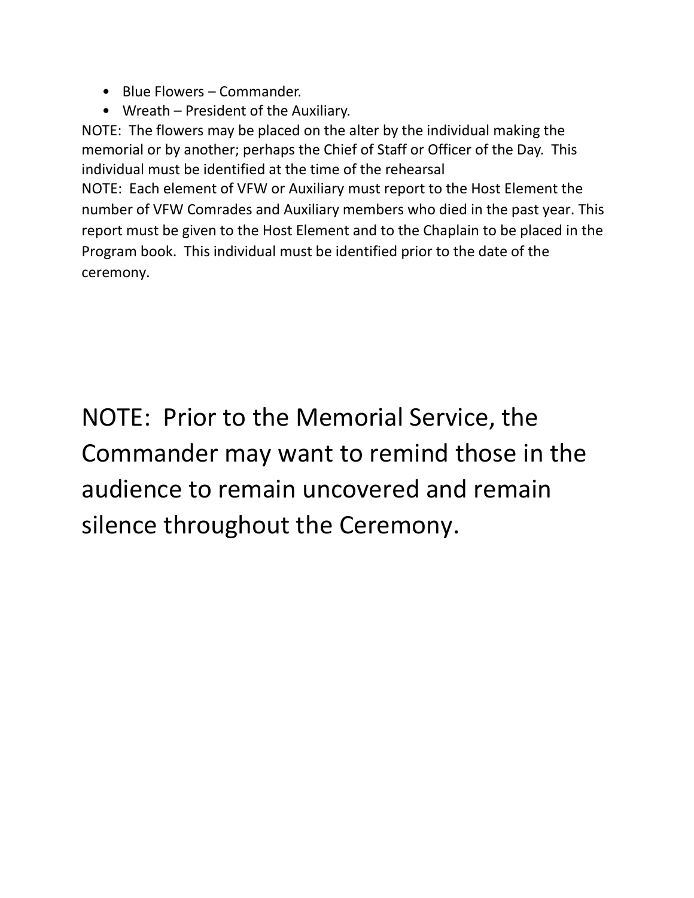- Blue Flowers – Commander.
- Wreath – President of the Auxiliary.

NOTE: The flowers may be placed on the alter by the individual making the memorial or by another; perhaps the Chief of Staff or Officer of the Day. This individual must be identified at the time of the rehearsal

NOTE: Each element of VFW or Auxiliary must report to the Host Element the number of VFW Comrades and Auxiliary members who died in the past year. This report must be given to the Host Element and to the Chaplain to be placed in the Program book. This individual must be identified prior to the date of the ceremony.

NOTE: Prior to the Memorial Service, the Commander may want to remind those in the audience to remain uncovered and remain silence throughout the Ceremony.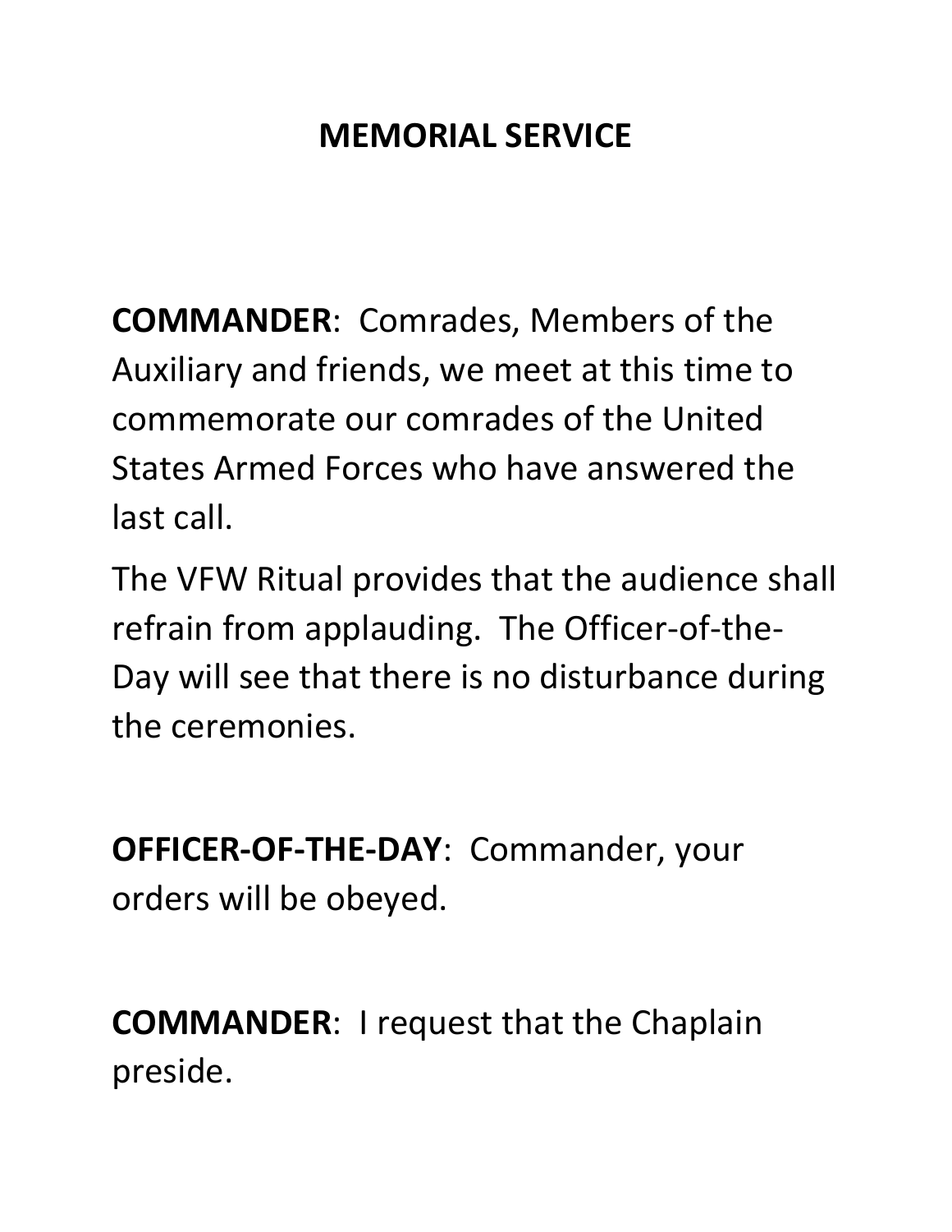# MEMORIAL SERVICE

**COMMANDER**: Comrades, Members of the Auxiliary and friends, we meet at this time to commemorate our comrades of the United States Armed Forces who have answered the last call.

The VFW Ritual provides that the audience shall refrain from applauding. The Officer-of-the-Day will see that there is no disturbance during the ceremonies.

**OFFICER-OF-THE-DAY**: Commander, your orders will be obeyed.

**COMMANDER**: I request that the Chaplain preside.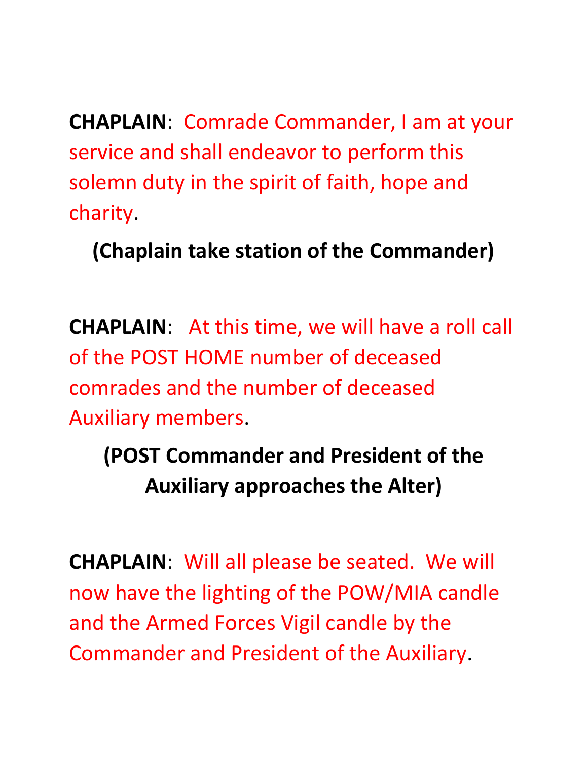**CHAPLAIN**: Comrade Commander, I am at your service and shall endeavor to perform this solemn duty in the spirit of faith, hope and charity.

**(Chaplain take station of the Commander)**

**CHAPLAIN**: At this time, we will have a roll call of the POST HOME number of deceased comrades and the number of deceased Auxiliary members.

**(POST Commander and President of the Auxiliary approaches the Alter)**

**CHAPLAIN**: Will all please be seated. We will now have the lighting of the POW/MIA candle and the Armed Forces Vigil candle by the Commander and President of the Auxiliary.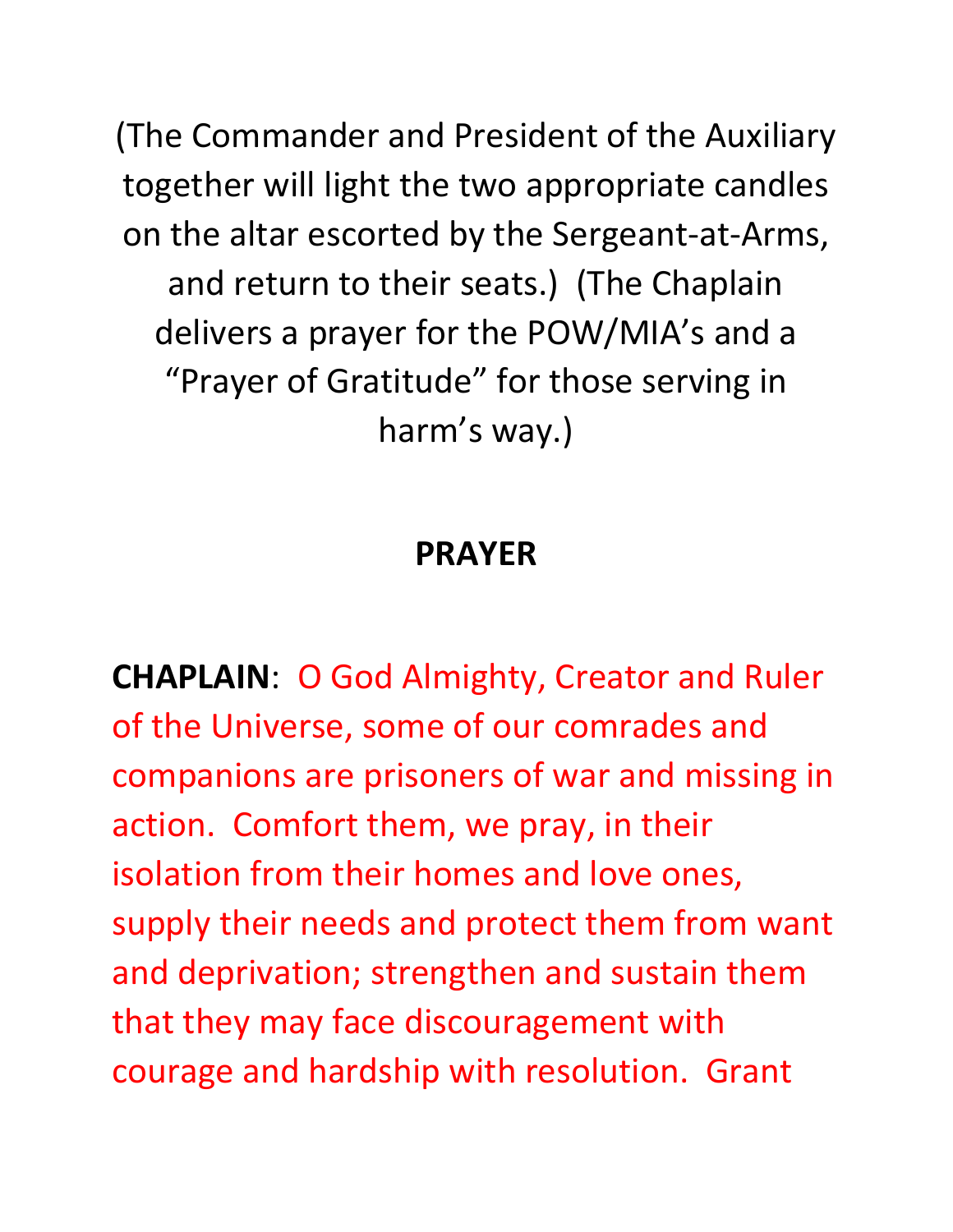(The Commander and President of the Auxiliary together will light the two appropriate candles on the altar escorted by the Sergeant-at-Arms, and return to their seats.) (The Chaplain delivers a prayer for the POW/MIA's and a "Prayer of Gratitude" for those serving in harm's way.)

## PRAYER

**CHAPLAIN**: O God Almighty, Creator and Ruler of the Universe, some of our comrades and companions are prisoners of war and missing in action. Comfort them, we pray, in their isolation from their homes and love ones, supply their needs and protect them from want and deprivation; strengthen and sustain them that they may face discouragement with courage and hardship with resolution. Grant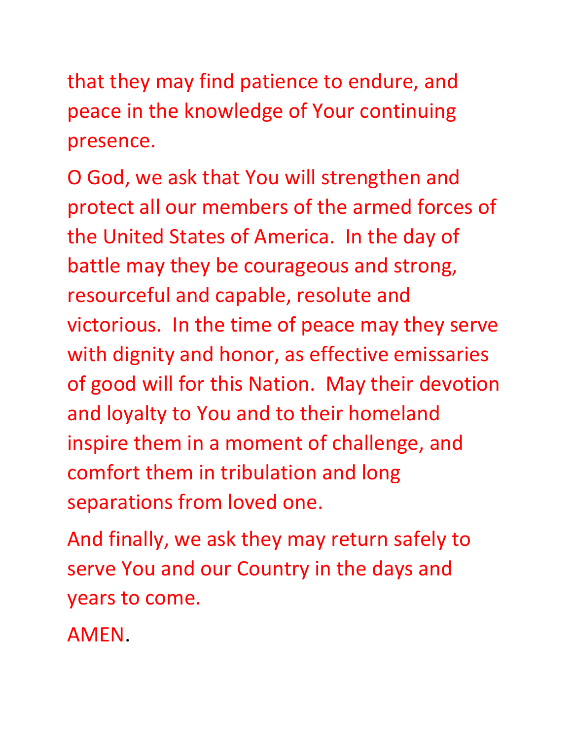that they may find patience to endure, and peace in the knowledge of Your continuing presence.

O God, we ask that You will strengthen and protect all our members of the armed forces of the United States of America. In the day of battle may they be courageous and strong, resourceful and capable, resolute and victorious. In the time of peace may they serve with dignity and honor, as effective emissaries of good will for this Nation. May their devotion and loyalty to You and to their homeland inspire them in a moment of challenge, and comfort them in tribulation and long separations from loved one.

And finally, we ask they may return safely to serve You and our Country in the days and years to come.

AMEN.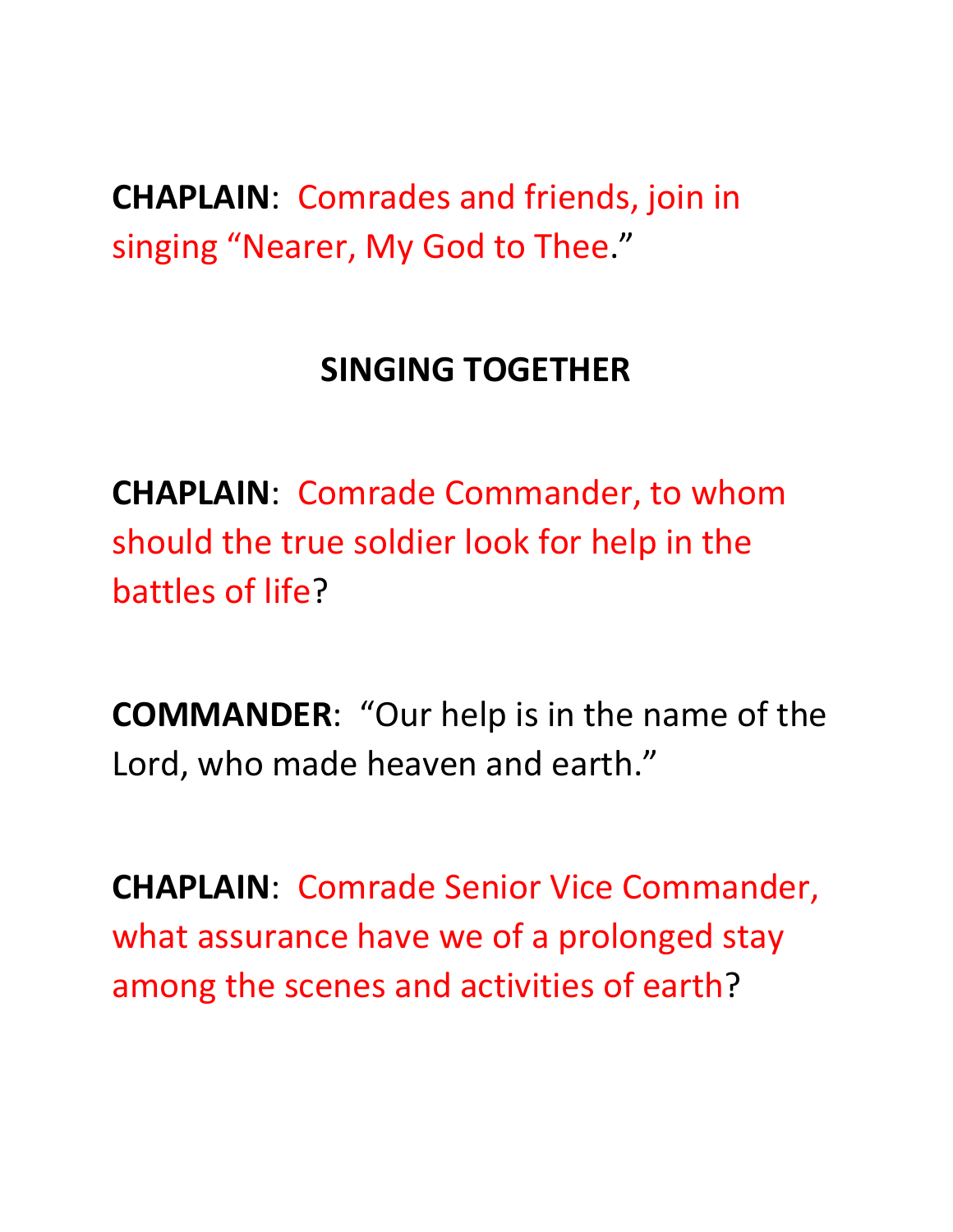**CHAPLAIN**: Comrades and friends, join in singing “Nearer, My God to Thee.”

**SINGING TOGETHER**

**CHAPLAIN**: Comrade Commander, to whom should the true soldier look for help in the battles of life?

**COMMANDER**: “Our help is in the name of the Lord, who made heaven and earth.”

**CHAPLAIN**: Comrade Senior Vice Commander, what assurance have we of a prolonged stay among the scenes and activities of earth?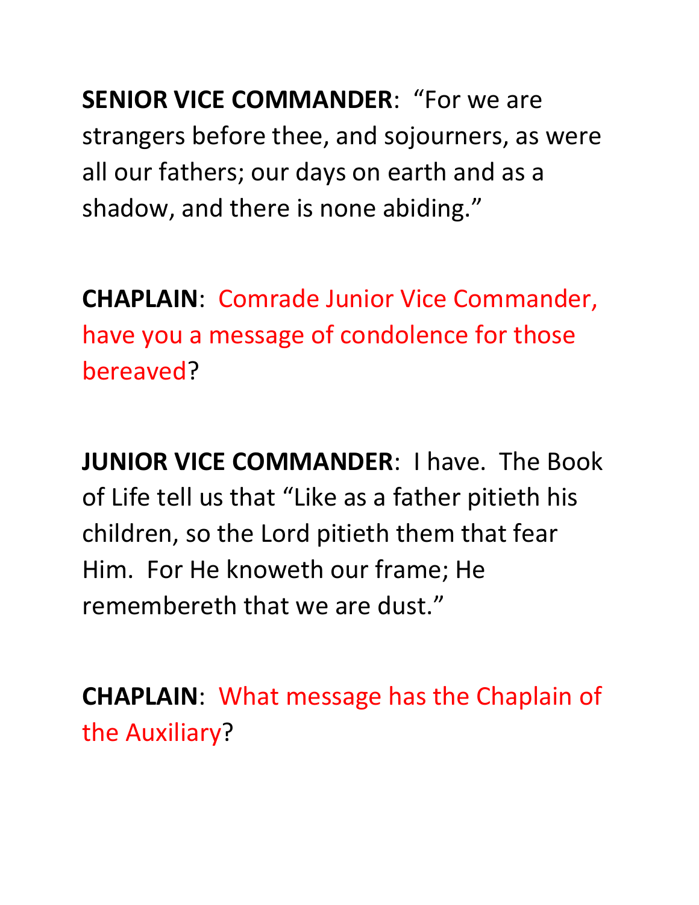**SENIOR VICE COMMANDER**:  "For we are strangers before thee, and sojourners, as were all our fathers; our days on earth and as a shadow, and there is none abiding."

**CHAPLAIN**:  Comrade Junior Vice Commander, have you a message of condolence for those bereaved?

**JUNIOR VICE COMMANDER**:  I have.  The Book of Life tell us that "Like as a father pitieth his children, so the Lord pitieth them that fear Him.  For He knoweth our frame; He remembereth that we are dust."

**CHAPLAIN**:  What message has the Chaplain of the Auxiliary?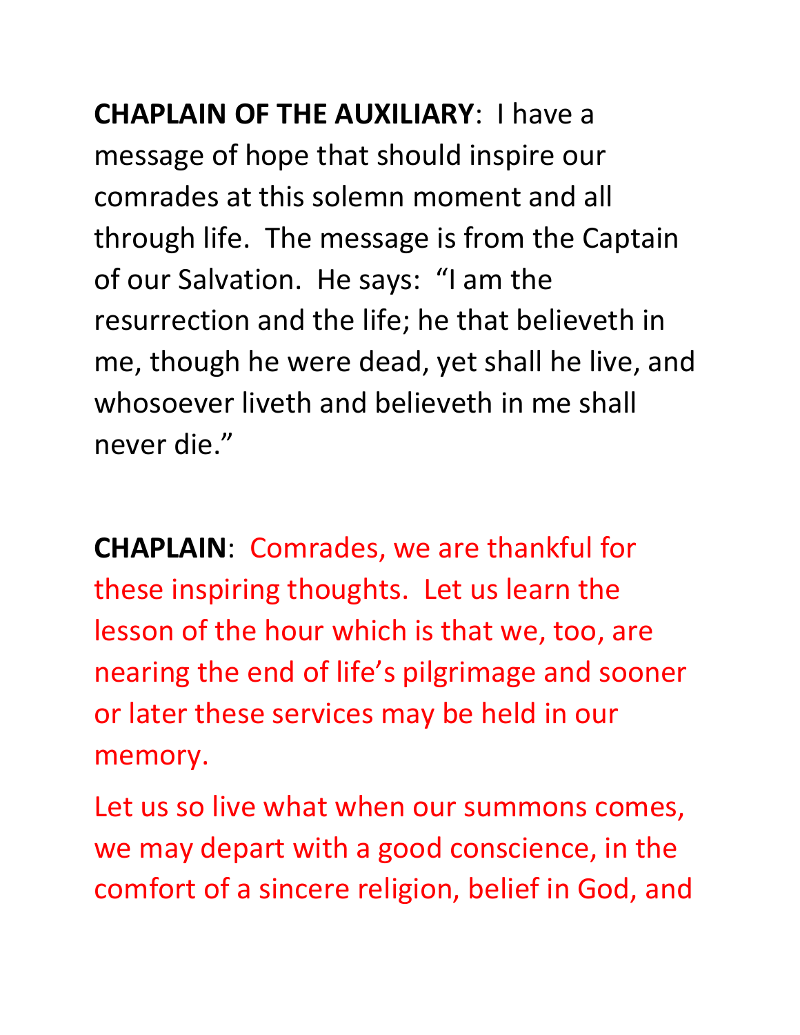**CHAPLAIN OF THE AUXILIARY**: I have a message of hope that should inspire our comrades at this solemn moment and all through life. The message is from the Captain of our Salvation. He says: "I am the resurrection and the life; he that believeth in me, though he were dead, yet shall he live, and whosoever liveth and believeth in me shall never die."

**CHAPLAIN**: Comrades, we are thankful for these inspiring thoughts. Let us learn the lesson of the hour which is that we, too, are nearing the end of life's pilgrimage and sooner or later these services may be held in our memory.

Let us so live what when our summons comes, we may depart with a good conscience, in the comfort of a sincere religion, belief in God, and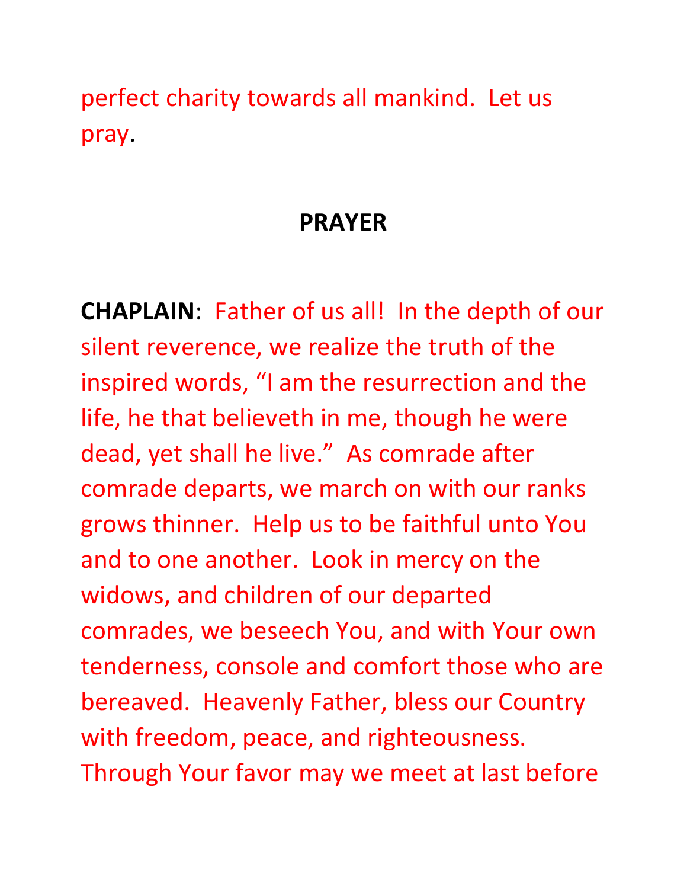perfect charity towards all mankind.  Let us pray.

**PRAYER**

**CHAPLAIN**:  Father of us all!  In the depth of our silent reverence, we realize the truth of the inspired words, “I am the resurrection and the life, he that believeth in me, though he were dead, yet shall he live.”  As comrade after comrade departs, we march on with our ranks grows thinner.  Help us to be faithful unto You and to one another.  Look in mercy on the widows, and children of our departed comrades, we beseech You, and with Your own tenderness, console and comfort those who are bereaved.  Heavenly Father, bless our Country with freedom, peace, and righteousness.  Through Your favor may we meet at last before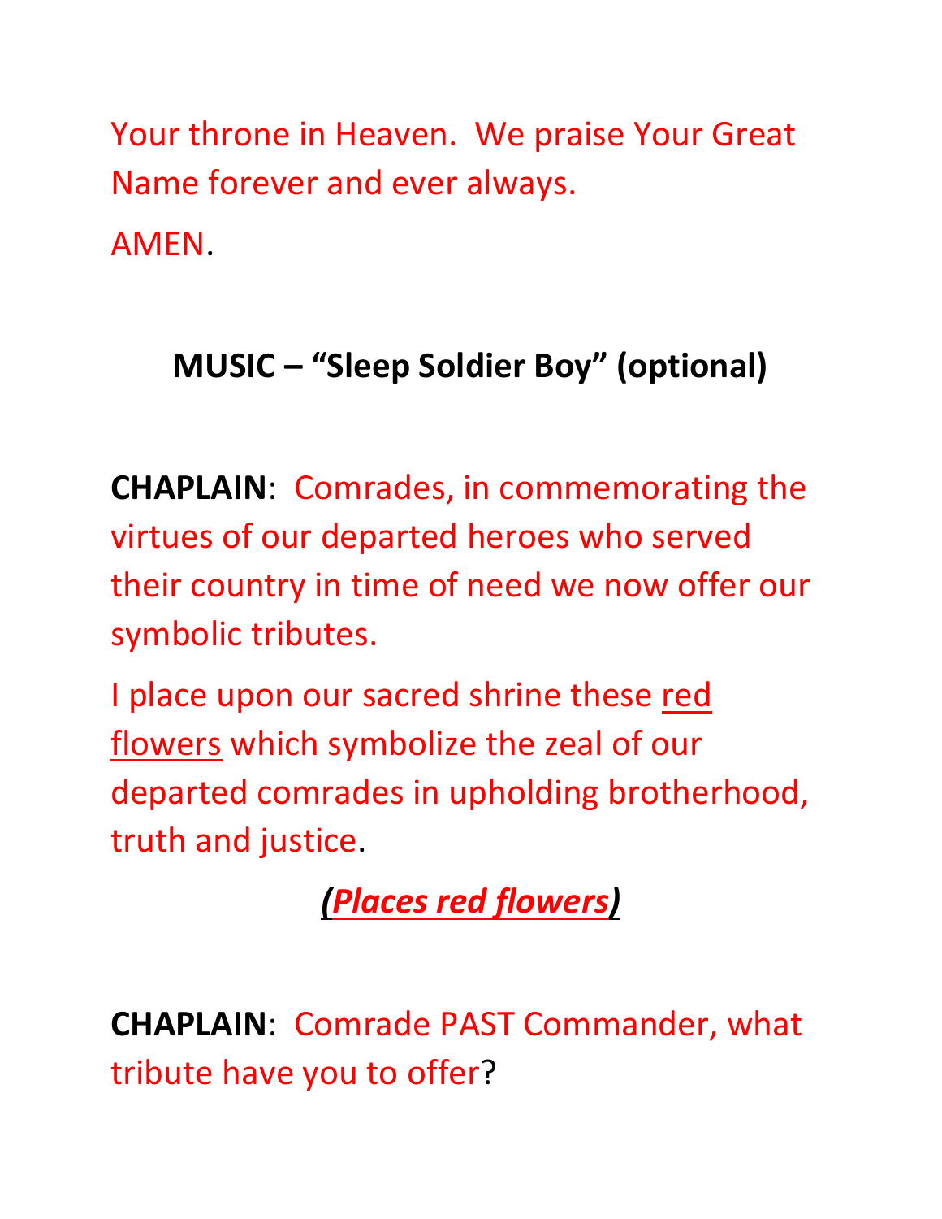Your throne in Heaven. We praise Your Great Name forever and ever always.

AMEN.

**MUSIC – "Sleep Soldier Boy" (optional)**

**CHAPLAIN**: Comrades, in commemorating the virtues of our departed heroes who served their country in time of need we now offer our symbolic tributes.

I place upon our sacred shrine these red flowers which symbolize the zeal of our departed comrades in upholding brotherhood, truth and justice.

***(Places red flowers)***

**CHAPLAIN**: Comrade PAST Commander, what tribute have you to offer?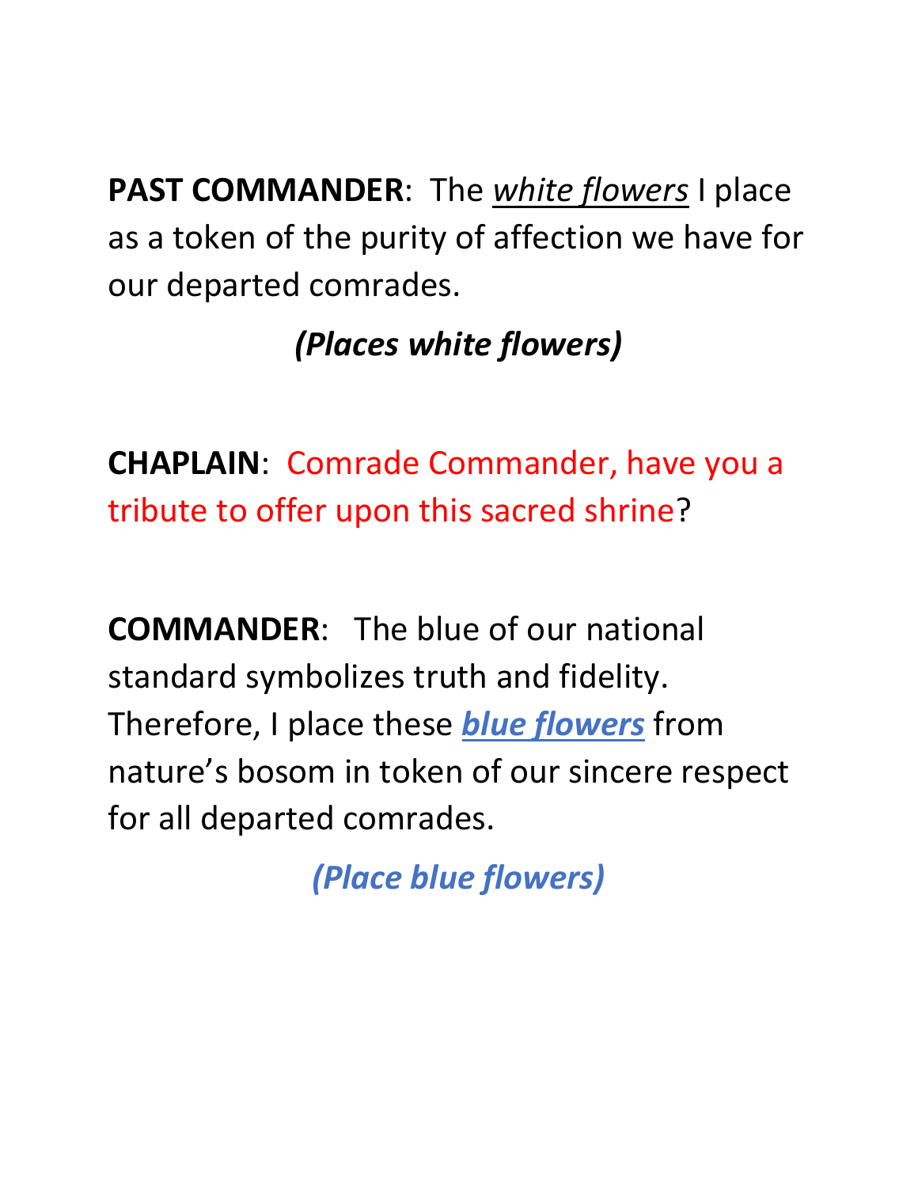**PAST COMMANDER**: The *white flowers* I place as a token of the purity of affection we have for our departed comrades.

***(Places white flowers)***

**CHAPLAIN**: Comrade Commander, have you a tribute to offer upon this sacred shrine?

**COMMANDER**: The blue of our national standard symbolizes truth and fidelity. Therefore, I place these ***blue flowers*** from nature's bosom in token of our sincere respect for all departed comrades.

***(Place blue flowers)***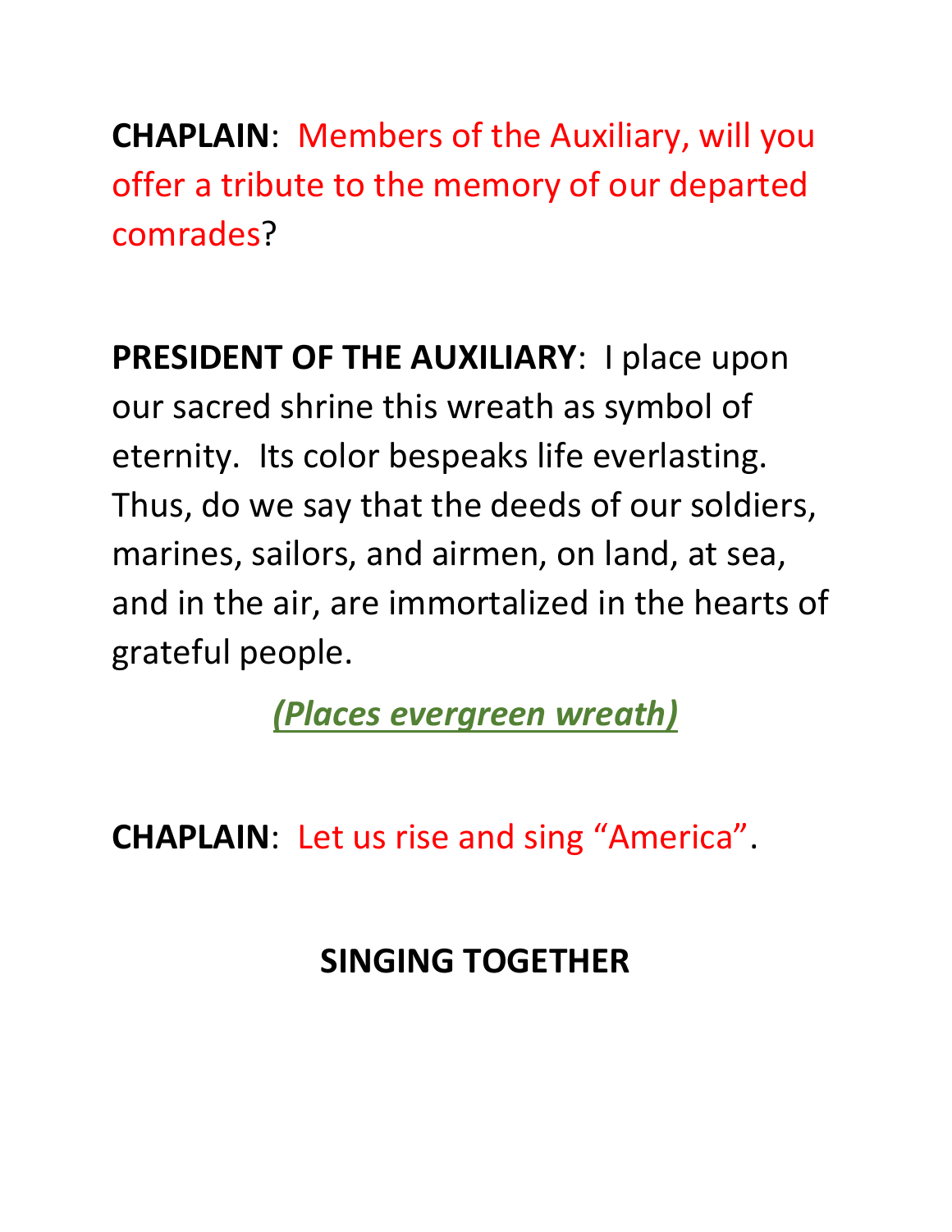**CHAPLAIN**: Members of the Auxiliary, will you offer a tribute to the memory of our departed comrades?

**PRESIDENT OF THE AUXILIARY**: I place upon our sacred shrine this wreath as symbol of eternity. Its color bespeaks life everlasting. Thus, do we say that the deeds of our soldiers, marines, sailors, and airmen, on land, at sea, and in the air, are immortalized in the hearts of grateful people.

***(Places evergreen wreath)***

**CHAPLAIN**: Let us rise and sing "America".

**SINGING TOGETHER**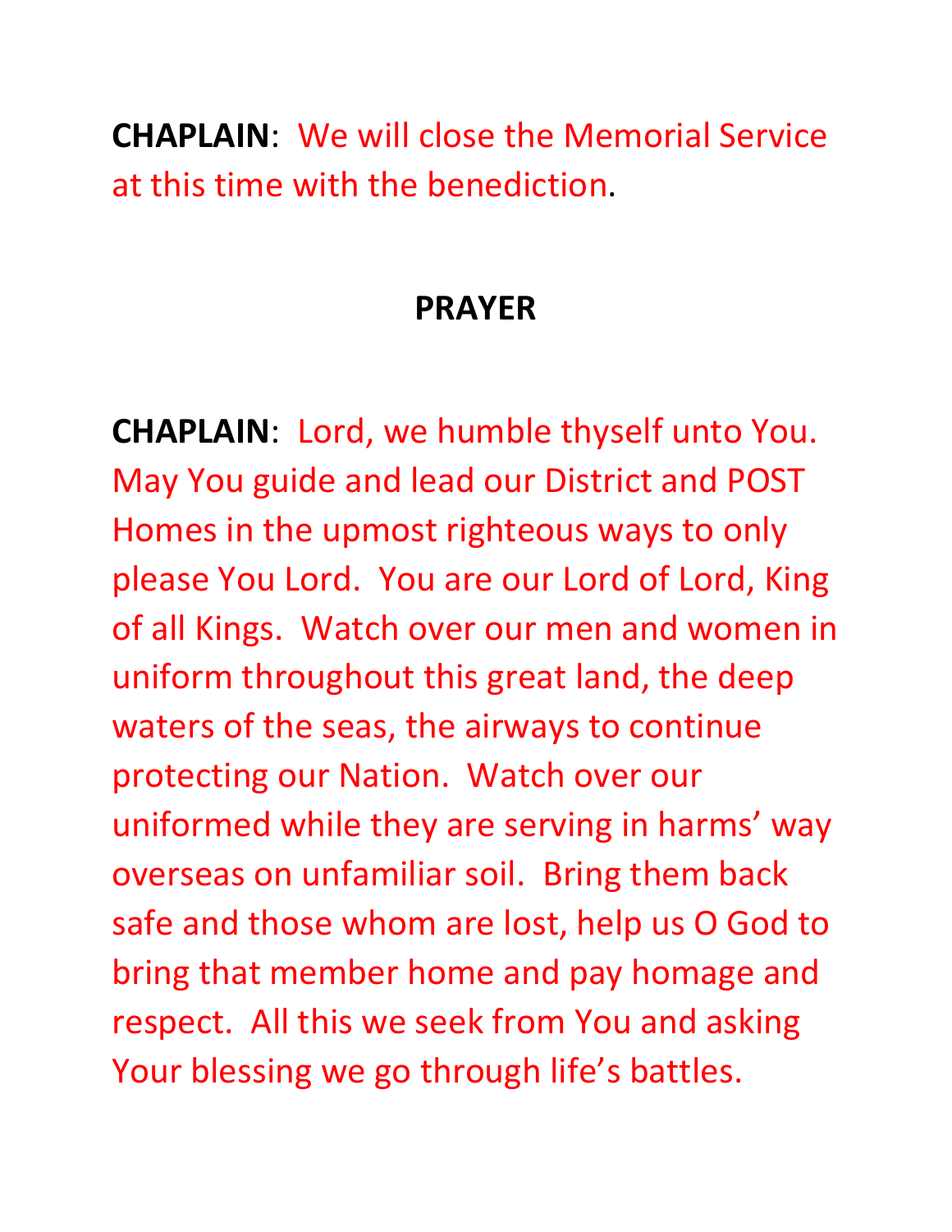**CHAPLAIN**: We will close the Memorial Service at this time with the benediction.

## PRAYER

**CHAPLAIN**: Lord, we humble thyself unto You. May You guide and lead our District and POST Homes in the upmost righteous ways to only please You Lord. You are our Lord of Lord, King of all Kings. Watch over our men and women in uniform throughout this great land, the deep waters of the seas, the airways to continue protecting our Nation. Watch over our uniformed while they are serving in harms' way overseas on unfamiliar soil. Bring them back safe and those whom are lost, help us O God to bring that member home and pay homage and respect. All this we seek from You and asking Your blessing we go through life's battles.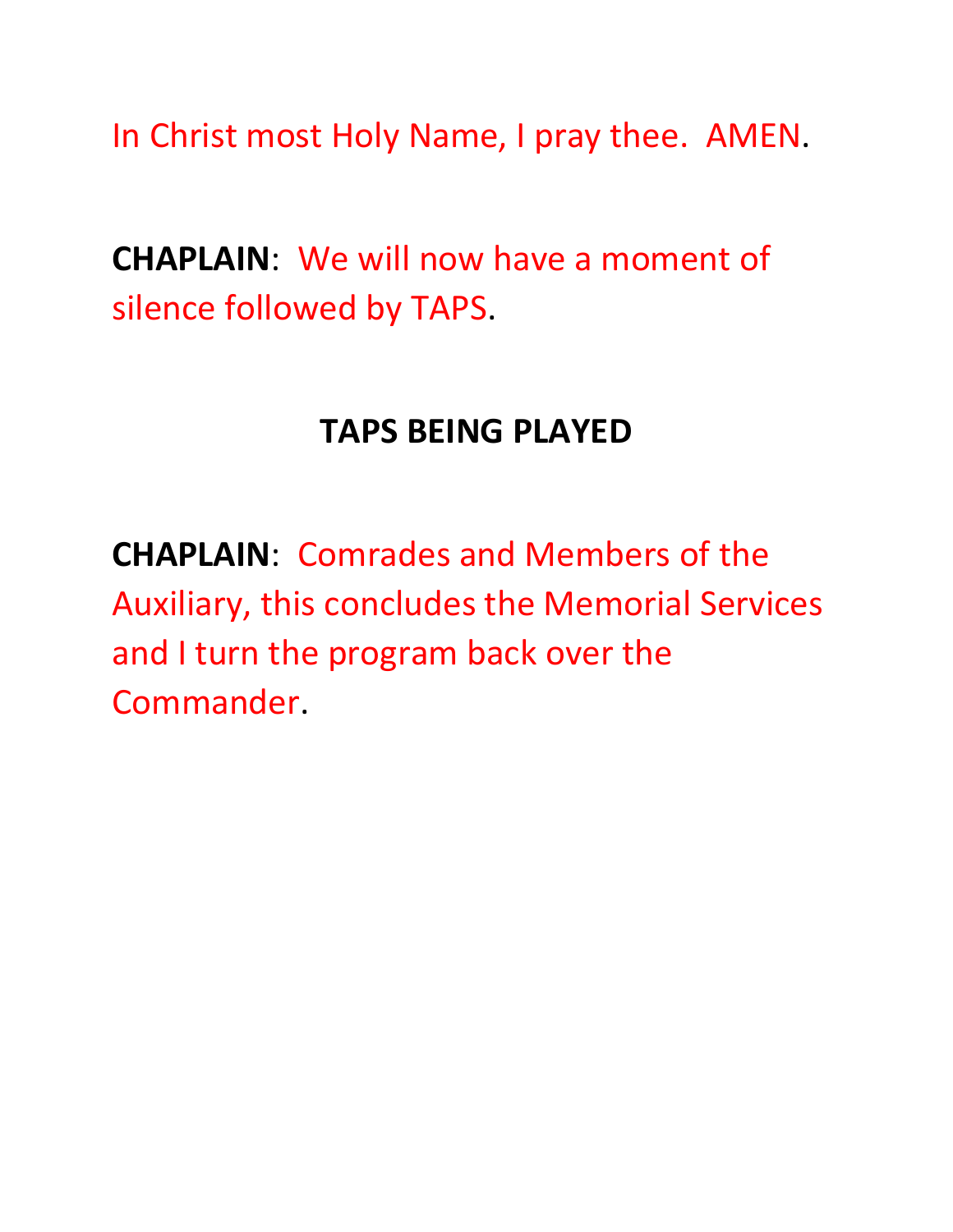In Christ most Holy Name, I pray thee.  AMEN.

**CHAPLAIN**:  We will now have a moment of silence followed by TAPS.

**TAPS BEING PLAYED**

**CHAPLAIN**:  Comrades and Members of the Auxiliary, this concludes the Memorial Services and I turn the program back over the Commander.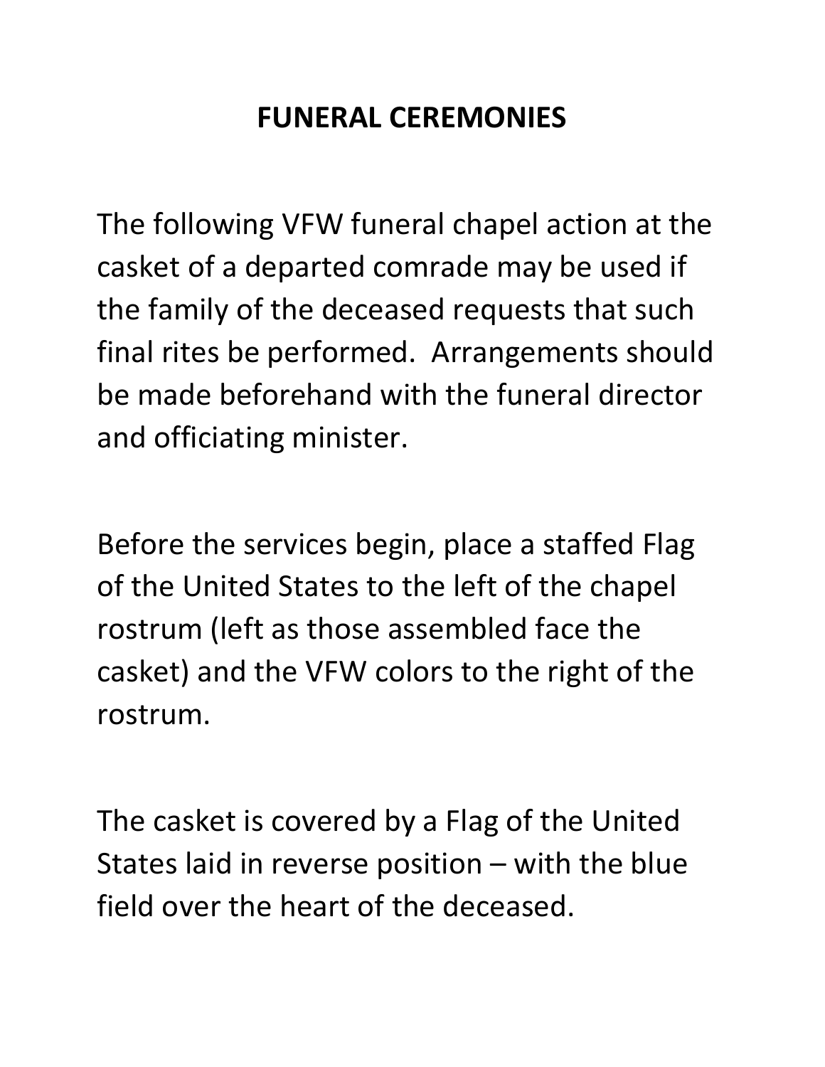# FUNERAL CEREMONIES

The following VFW funeral chapel action at the casket of a departed comrade may be used if the family of the deceased requests that such final rites be performed.  Arrangements should be made beforehand with the funeral director and officiating minister.

Before the services begin, place a staffed Flag of the United States to the left of the chapel rostrum (left as those assembled face the casket) and the VFW colors to the right of the rostrum.

The casket is covered by a Flag of the United States laid in reverse position – with the blue field over the heart of the deceased.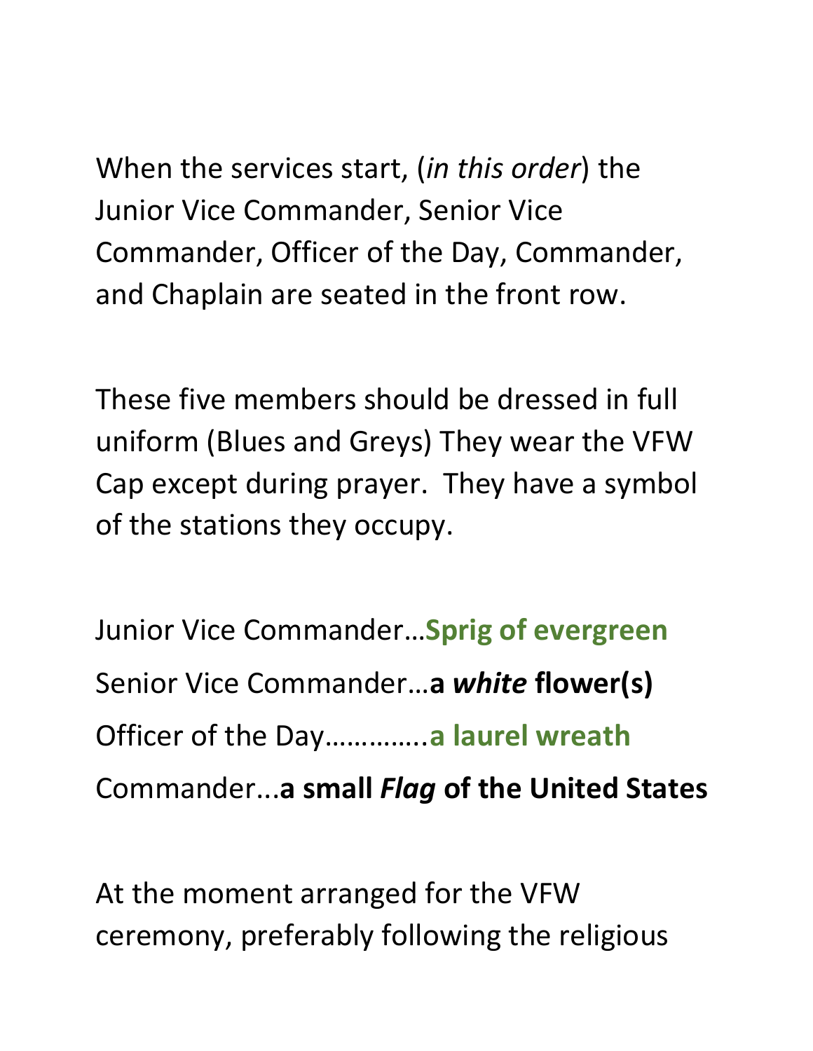When the services start, (*in this order*) the Junior Vice Commander, Senior Vice Commander, Officer of the Day, Commander, and Chaplain are seated in the front row.

These five members should be dressed in full uniform (Blues and Greys) They wear the VFW Cap except during prayer. They have a symbol of the stations they occupy.

Junior Vice Commander…**Sprig of evergreen**

Senior Vice Commander…**a *white* flower(s)**

Officer of the Day…………..**a laurel wreath**

Commander...**a small *Flag* of the United States**

At the moment arranged for the VFW ceremony, preferably following the religious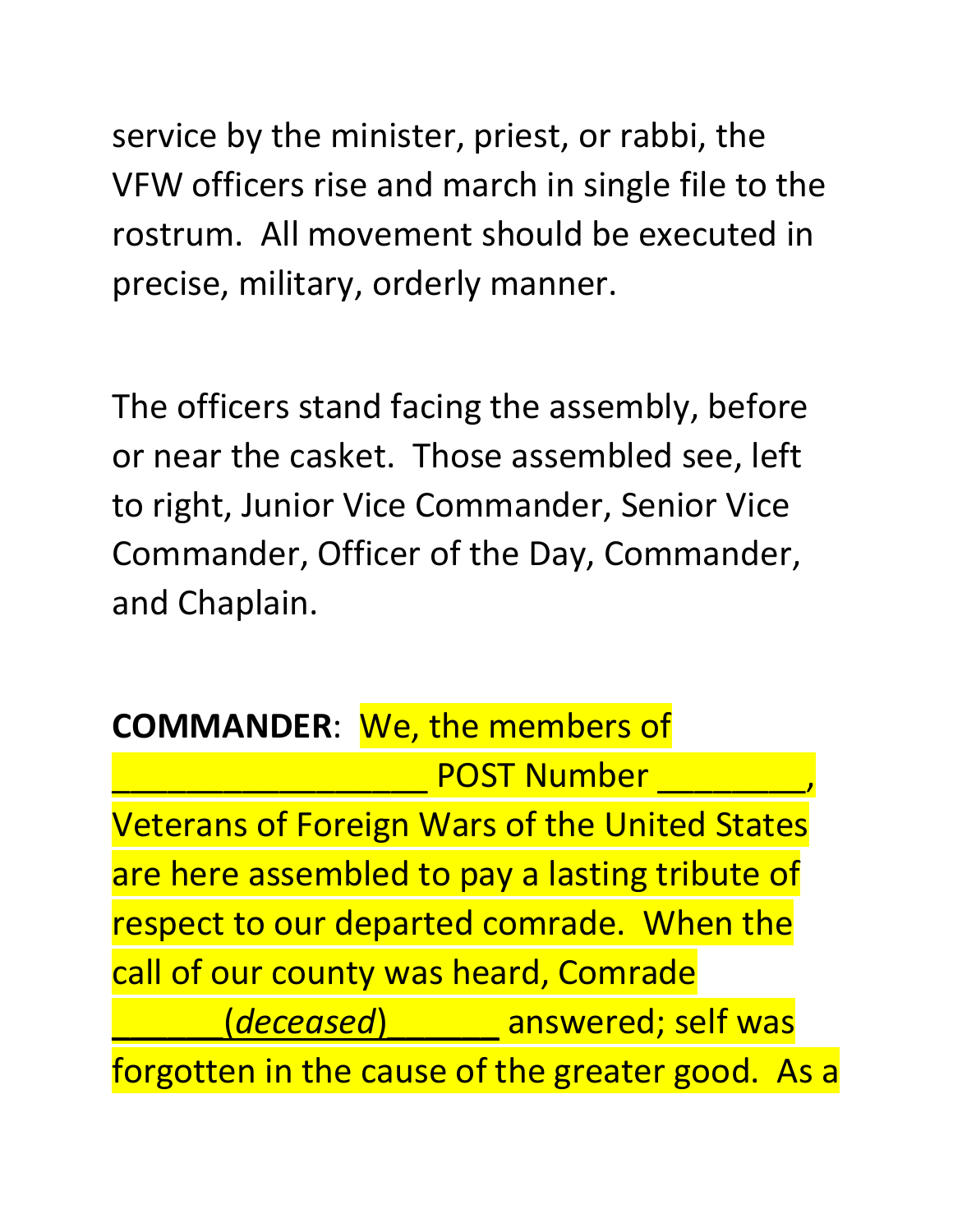service by the minister, priest, or rabbi, the VFW officers rise and march in single file to the rostrum. All movement should be executed in precise, military, orderly manner.

The officers stand facing the assembly, before or near the casket. Those assembled see, left to right, Junior Vice Commander, Senior Vice Commander, Officer of the Day, Commander, and Chaplain.

**COMMANDER**: We, the members of \_\_\_\_\_\_\_\_\_\_\_\_\_\_\_\_\_\_ POST Number \_\_\_\_\_\_\_\_, Veterans of Foreign Wars of the United States are here assembled to pay a lasting tribute of respect to our departed comrade. When the call of our county was heard, Comrade \_\_\_\_\_\_(*deceased*)\_\_\_\_\_\_ answered; self was forgotten in the cause of the greater good. As a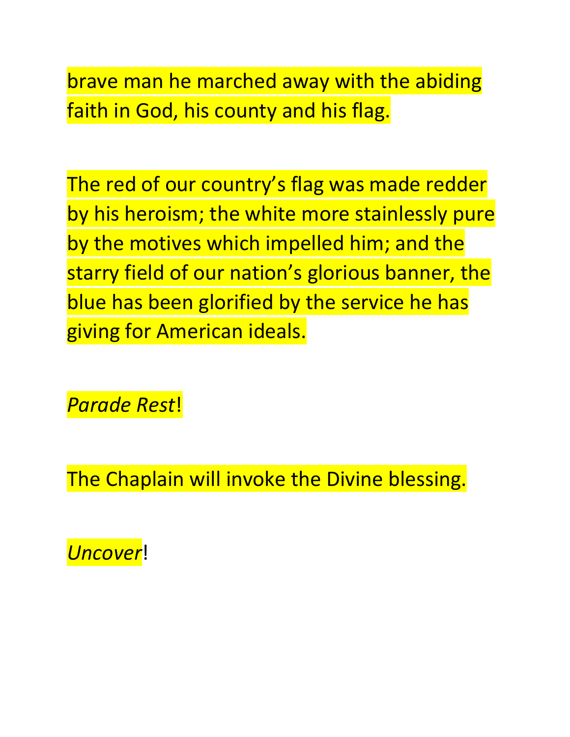brave man he marched away with the abiding faith in God, his county and his flag.

The red of our country's flag was made redder by his heroism; the white more stainlessly pure by the motives which impelled him; and the starry field of our nation's glorious banner, the blue has been glorified by the service he has giving for American ideals.

*Parade Rest*!

The Chaplain will invoke the Divine blessing.

*Uncover*!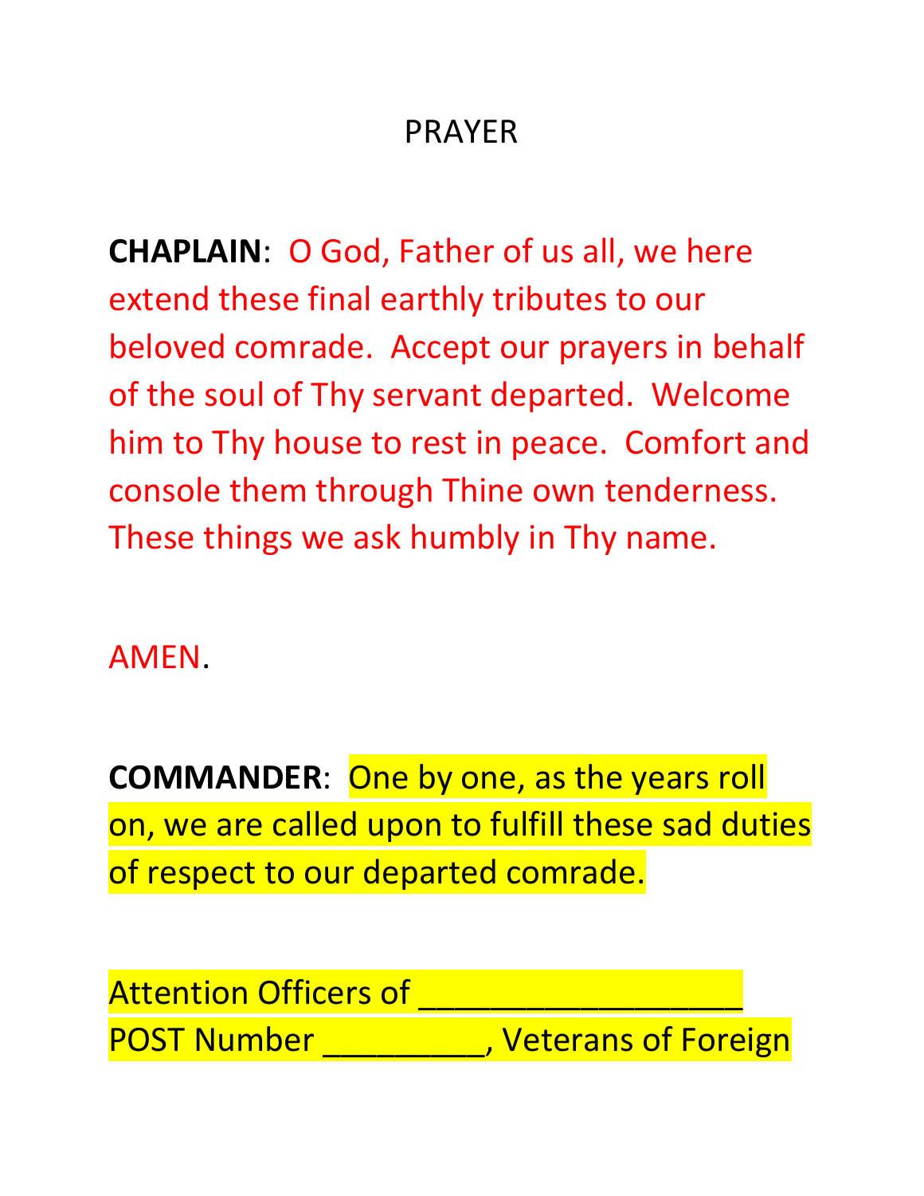# PRAYER

**CHAPLAIN**: O God, Father of us all, we here extend these final earthly tributes to our beloved comrade. Accept our prayers in behalf of the soul of Thy servant departed. Welcome him to Thy house to rest in peace. Comfort and console them through Thine own tenderness. These things we ask humbly in Thy name.

AMEN.

**COMMANDER**: One by one, as the years roll on, we are called upon to fulfill these sad duties of respect to our departed comrade.

Attention Officers of __________________ POST Number _________, Veterans of Foreign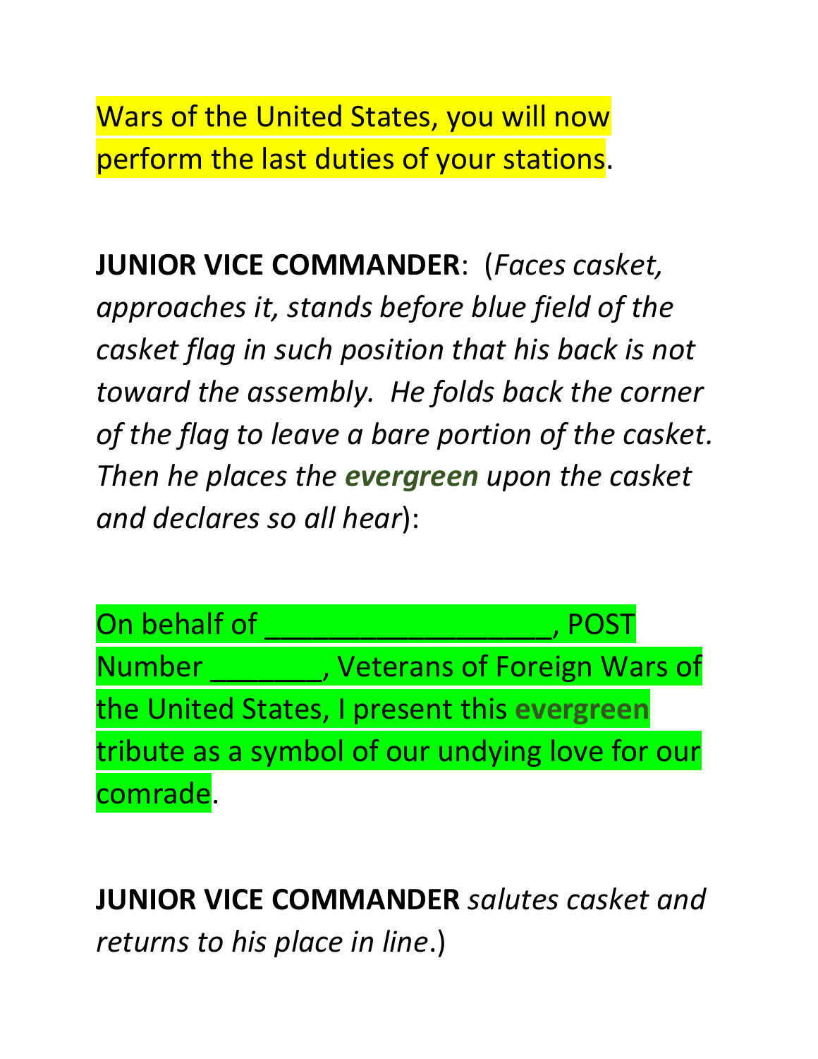Wars of the United States, you will now perform the last duties of your stations.

**JUNIOR VICE COMMANDER**: (*Faces casket, approaches it, stands before blue field of the casket flag in such position that his back is not toward the assembly. He folds back the corner of the flag to leave a bare portion of the casket. Then he places the* ***evergreen*** *upon the casket and declares so all hear*):

On behalf of ___________________, POST Number _______, Veterans of Foreign Wars of the United States, I present this **evergreen** tribute as a symbol of our undying love for our comrade.

**JUNIOR VICE COMMANDER** *salutes casket and returns to his place in line*.)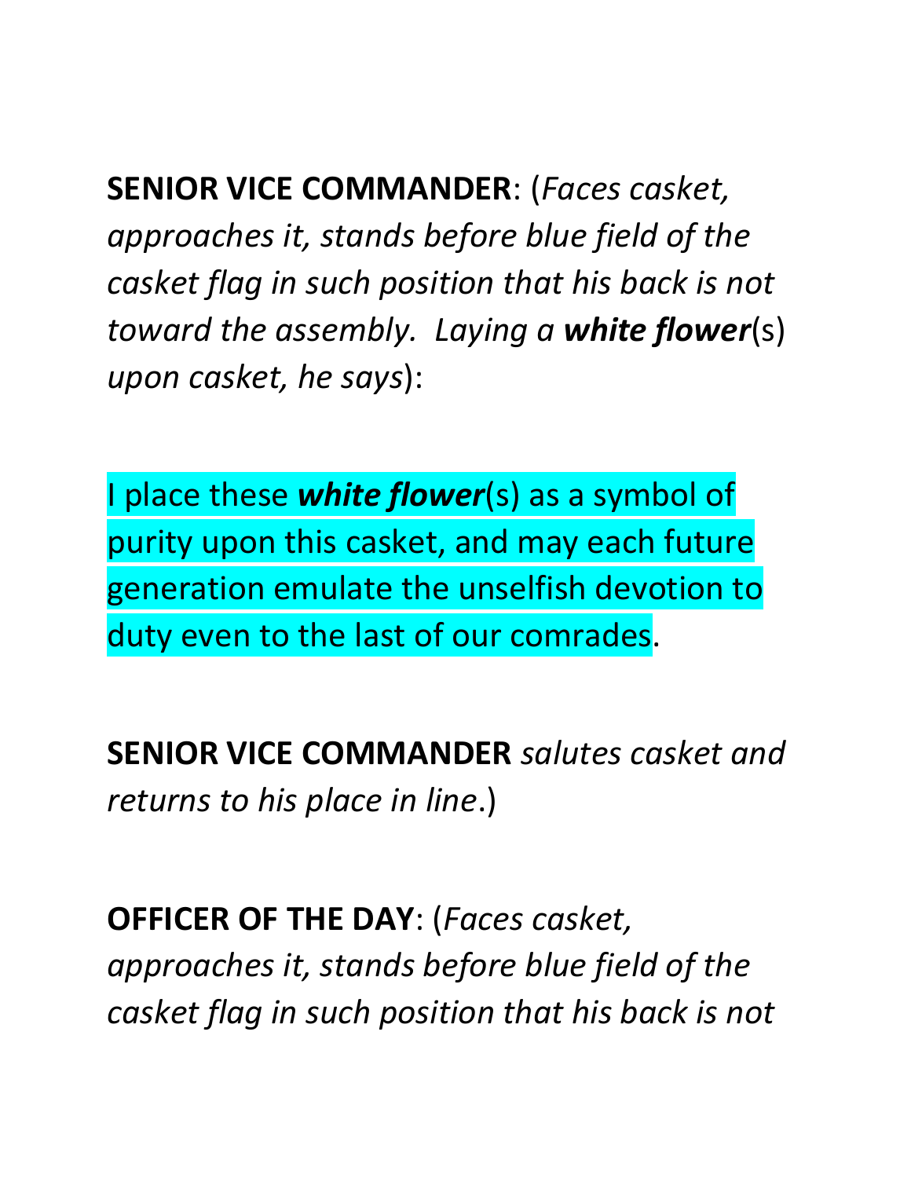**SENIOR VICE COMMANDER**: (*Faces casket, approaches it, stands before blue field of the casket flag in such position that his back is not toward the assembly. Laying a **white flower**(s) upon casket, he says*):

I place these ***white flower***(s) as a symbol of purity upon this casket, and may each future generation emulate the unselfish devotion to duty even to the last of our comrades.

**SENIOR VICE COMMANDER** *salutes casket and returns to his place in line*.)

**OFFICER OF THE DAY**: (*Faces casket, approaches it, stands before blue field of the casket flag in such position that his back is not*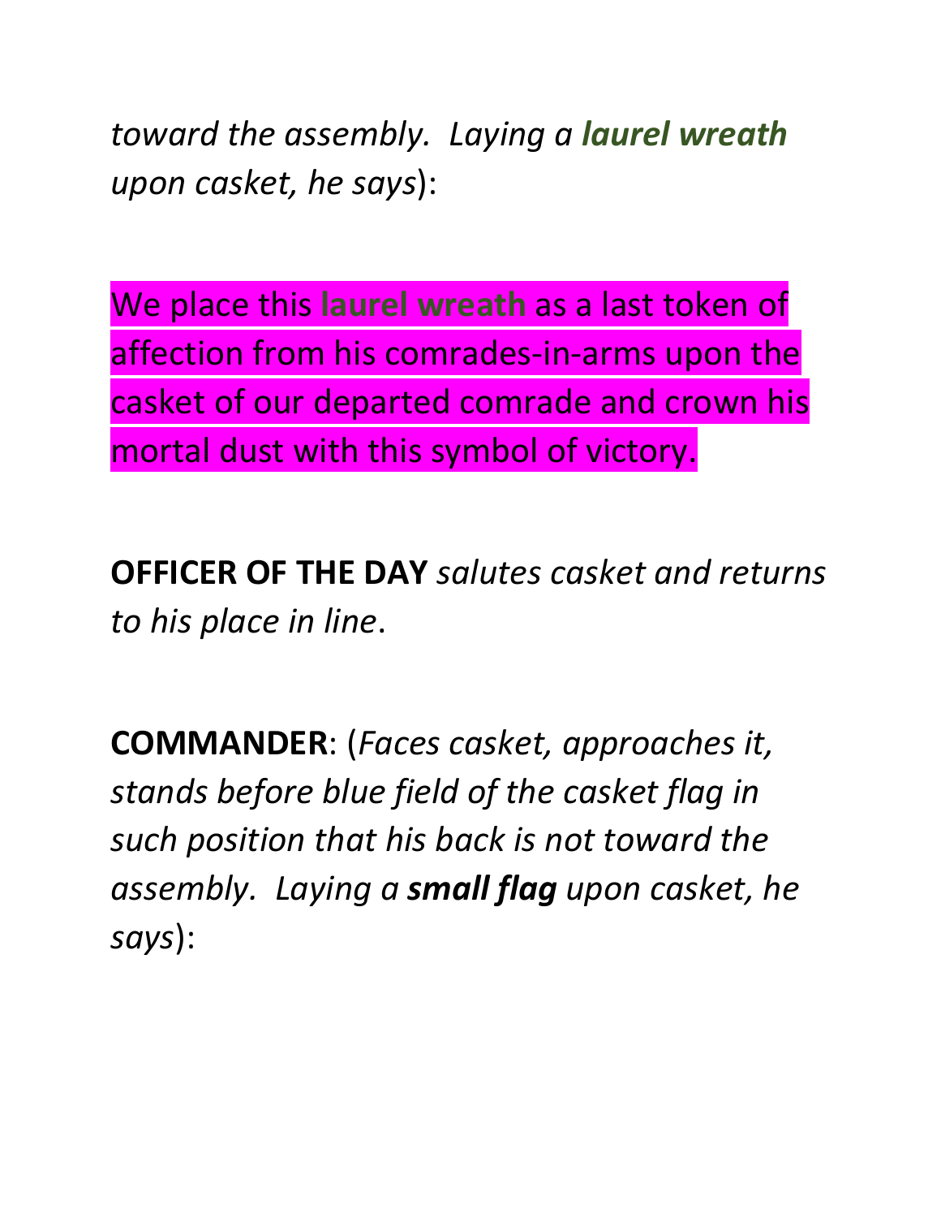*toward the assembly. Laying a* ***laurel wreath*** *upon casket, he says*):

We place this **laurel wreath** as a last token of affection from his comrades-in-arms upon the casket of our departed comrade and crown his mortal dust with this symbol of victory.

**OFFICER OF THE DAY** *salutes casket and returns to his place in line*.

**COMMANDER**: (*Faces casket, approaches it, stands before blue field of the casket flag in such position that his back is not toward the assembly. Laying a* ***small flag*** *upon casket, he says*):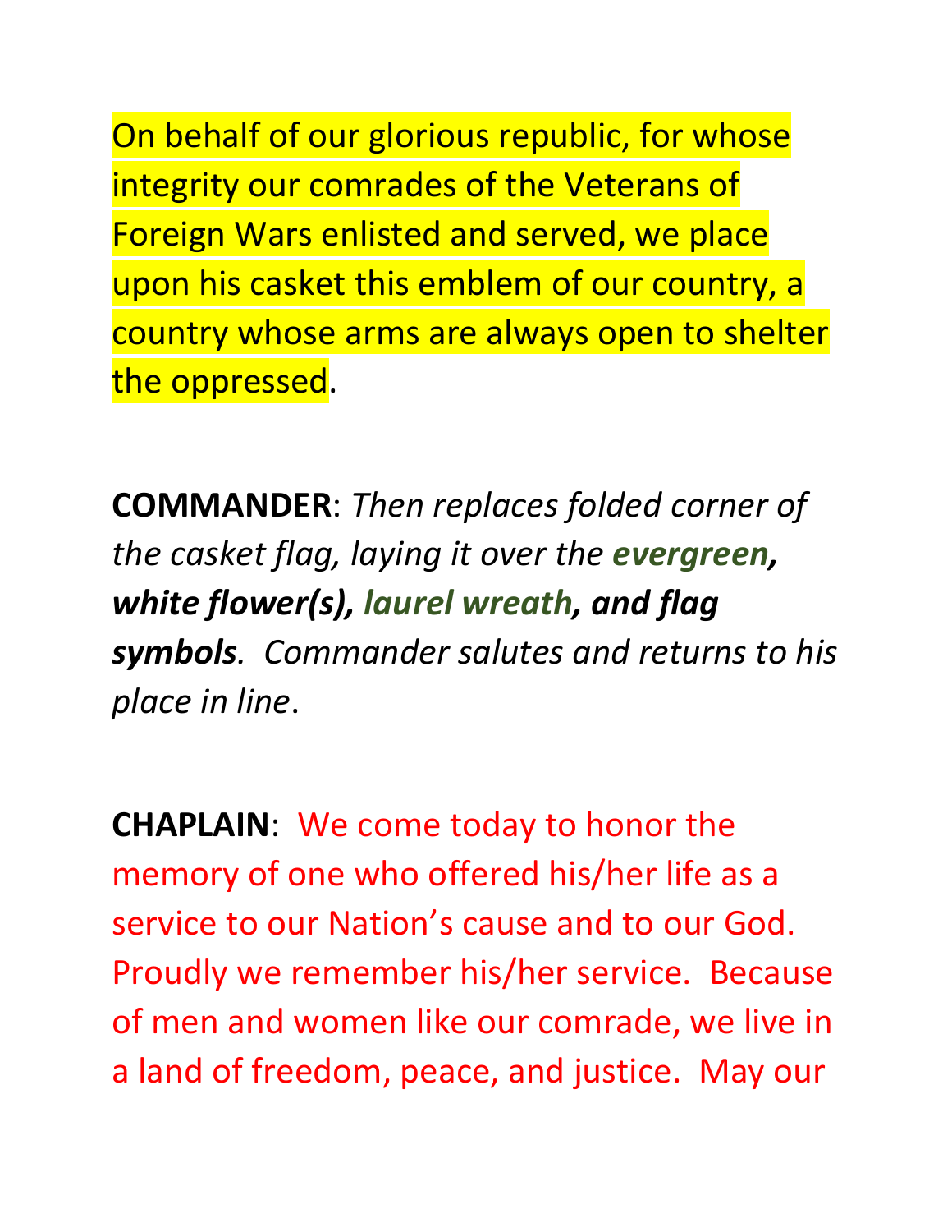On behalf of our glorious republic, for whose integrity our comrades of the Veterans of Foreign Wars enlisted and served, we place upon his casket this emblem of our country, a country whose arms are always open to shelter the oppressed.

**COMMANDER**: *Then replaces folded corner of the casket flag, laying it over the* ***evergreen, white flower(s), laurel wreath, and flag symbols****. Commander salutes and returns to his place in line*.

**CHAPLAIN**: We come today to honor the memory of one who offered his/her life as a service to our Nation's cause and to our God. Proudly we remember his/her service. Because of men and women like our comrade, we live in a land of freedom, peace, and justice. May our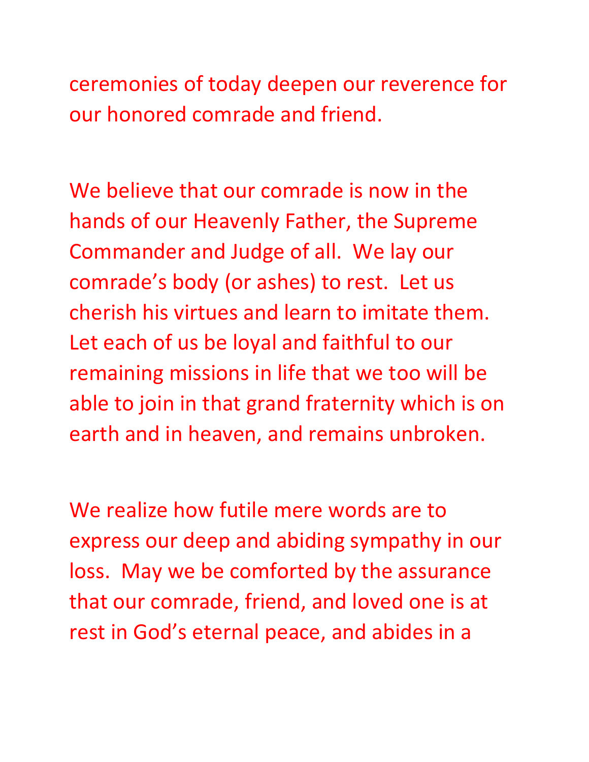ceremonies of today deepen our reverence for our honored comrade and friend.

We believe that our comrade is now in the hands of our Heavenly Father, the Supreme Commander and Judge of all.  We lay our comrade's body (or ashes) to rest.  Let us cherish his virtues and learn to imitate them.  Let each of us be loyal and faithful to our remaining missions in life that we too will be able to join in that grand fraternity which is on earth and in heaven, and remains unbroken.

We realize how futile mere words are to express our deep and abiding sympathy in our loss.  May we be comforted by the assurance that our comrade, friend, and loved one is at rest in God's eternal peace, and abides in a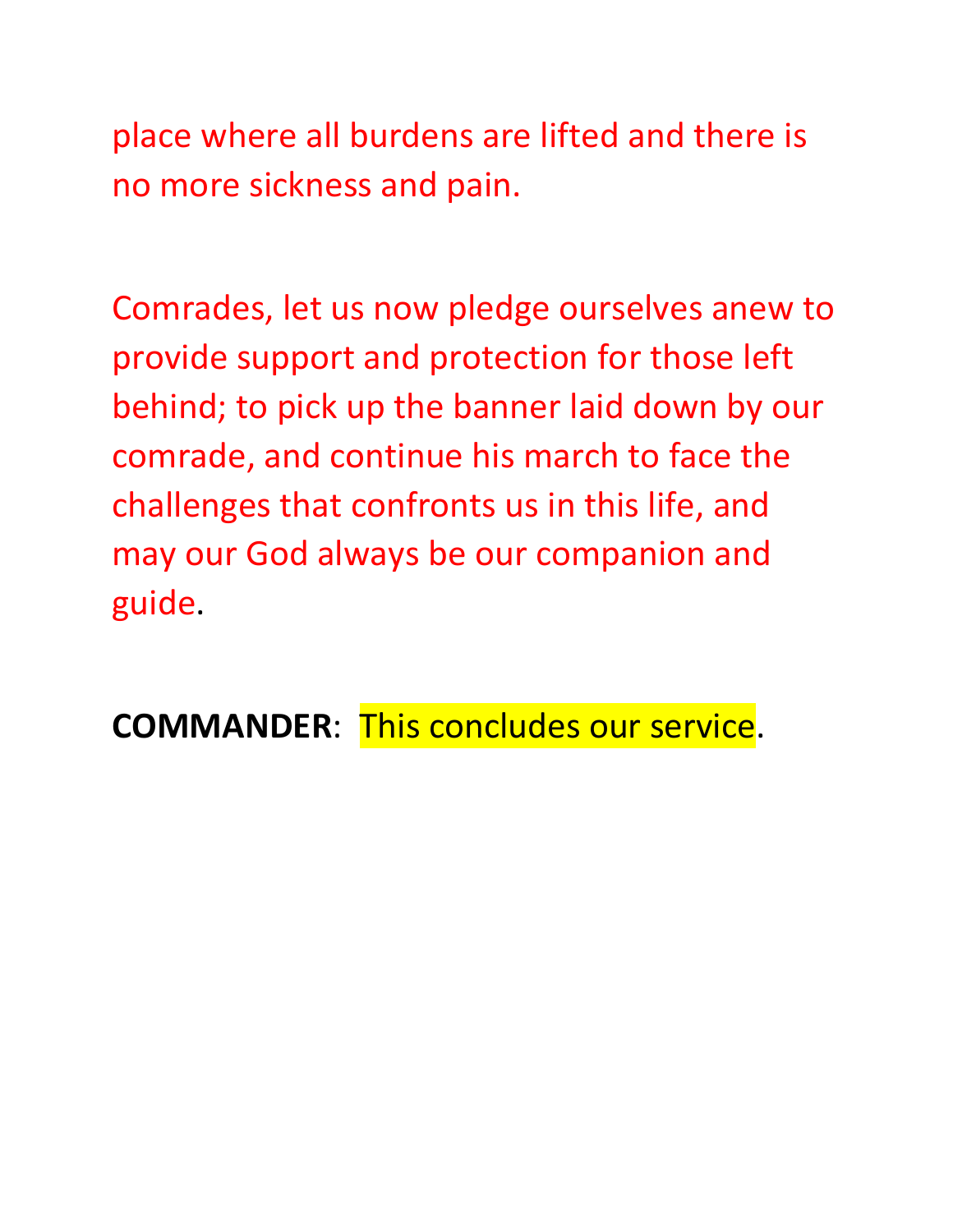place where all burdens are lifted and there is no more sickness and pain.

Comrades, let us now pledge ourselves anew to provide support and protection for those left behind; to pick up the banner laid down by our comrade, and continue his march to face the challenges that confronts us in this life, and may our God always be our companion and guide.

**COMMANDER**: This concludes our service.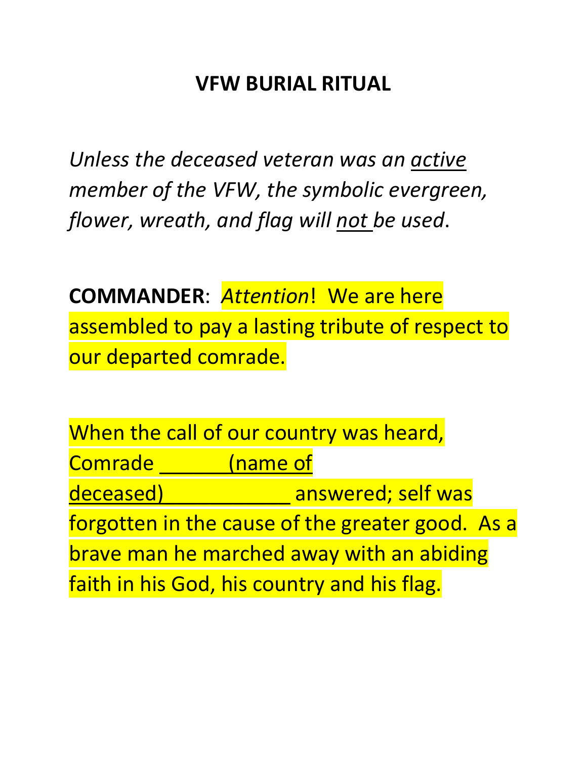# VFW BURIAL RITUAL

*Unless the deceased veteran was an active member of the VFW, the symbolic evergreen, flower, wreath, and flag will not be used.*

**COMMANDER**: *Attention*! We are here assembled to pay a lasting tribute of respect to our departed comrade.

When the call of our country was heard, Comrade ______(name of deceased)____________ answered; self was forgotten in the cause of the greater good. As a brave man he marched away with an abiding faith in his God, his country and his flag.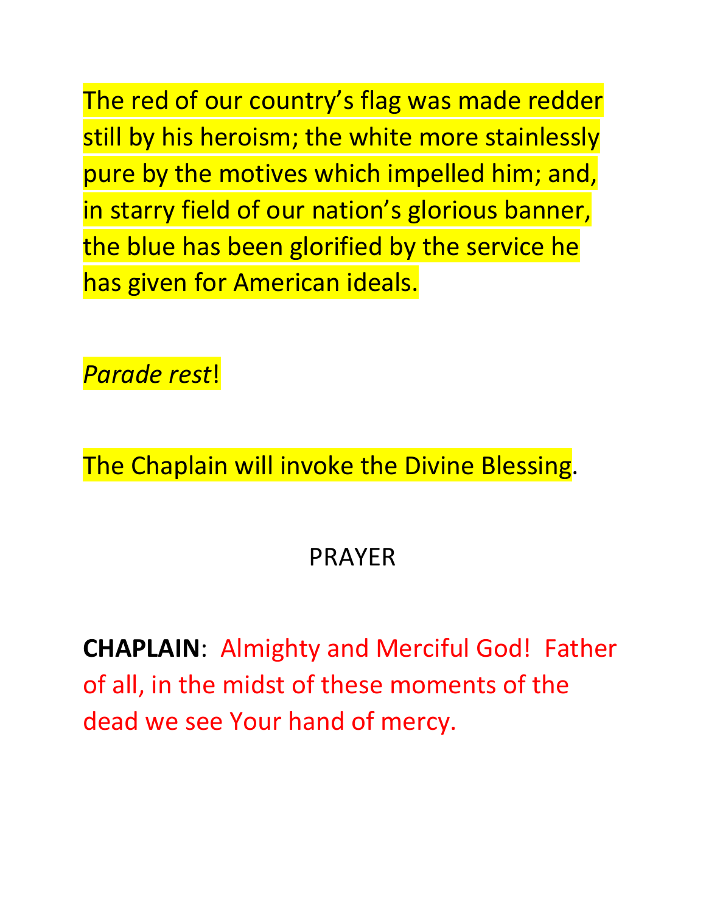The red of our country's flag was made redder still by his heroism; the white more stainlessly pure by the motives which impelled him; and, in starry field of our nation's glorious banner, the blue has been glorified by the service he has given for American ideals.

*Parade rest*!

The Chaplain will invoke the Divine Blessing.

PRAYER

**CHAPLAIN**: Almighty and Merciful God! Father of all, in the midst of these moments of the dead we see Your hand of mercy.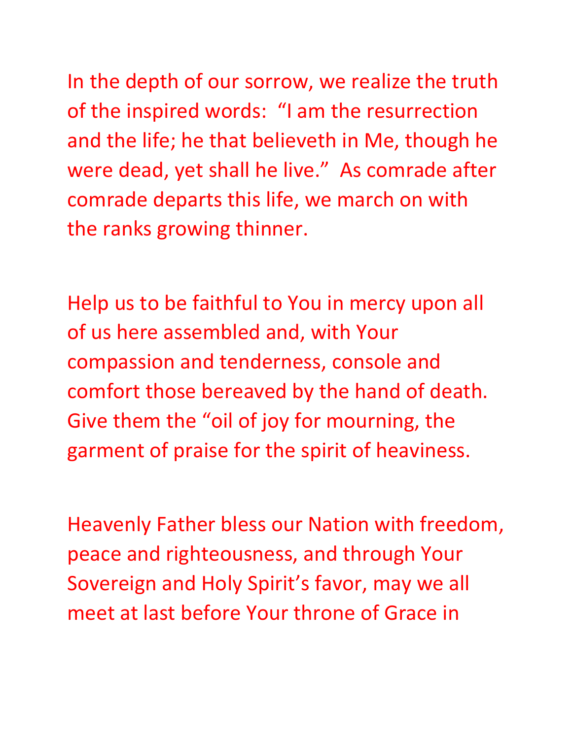In the depth of our sorrow, we realize the truth of the inspired words: "I am the resurrection and the life; he that believeth in Me, though he were dead, yet shall he live." As comrade after comrade departs this life, we march on with the ranks growing thinner.

Help us to be faithful to You in mercy upon all of us here assembled and, with Your compassion and tenderness, console and comfort those bereaved by the hand of death. Give them the "oil of joy for mourning, the garment of praise for the spirit of heaviness.

Heavenly Father bless our Nation with freedom, peace and righteousness, and through Your Sovereign and Holy Spirit's favor, may we all meet at last before Your throne of Grace in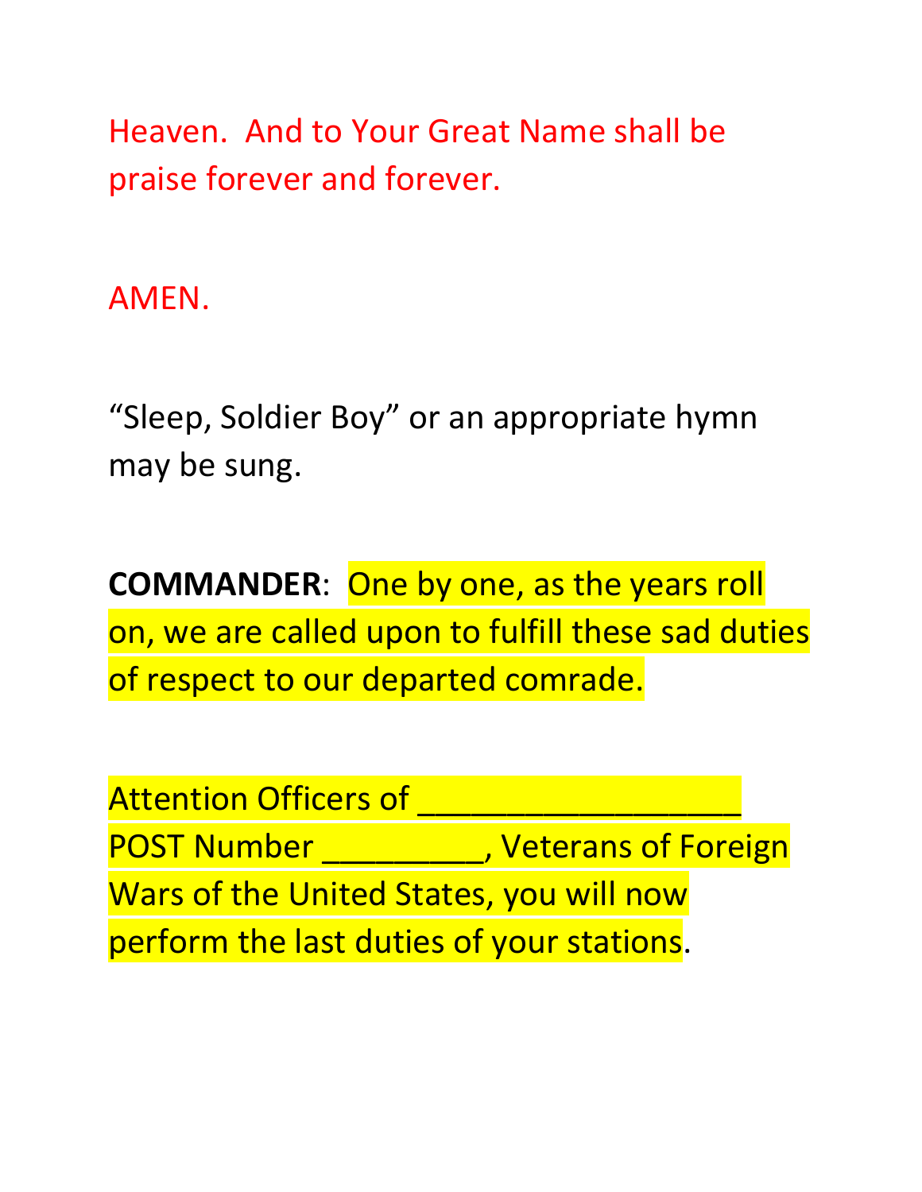Heaven. And to Your Great Name shall be praise forever and forever.

AMEN.

"Sleep, Soldier Boy" or an appropriate hymn may be sung.

**COMMANDER**: One by one, as the years roll on, we are called upon to fulfill these sad duties of respect to our departed comrade.

Attention Officers of __________________ POST Number _________, Veterans of Foreign Wars of the United States, you will now perform the last duties of your stations.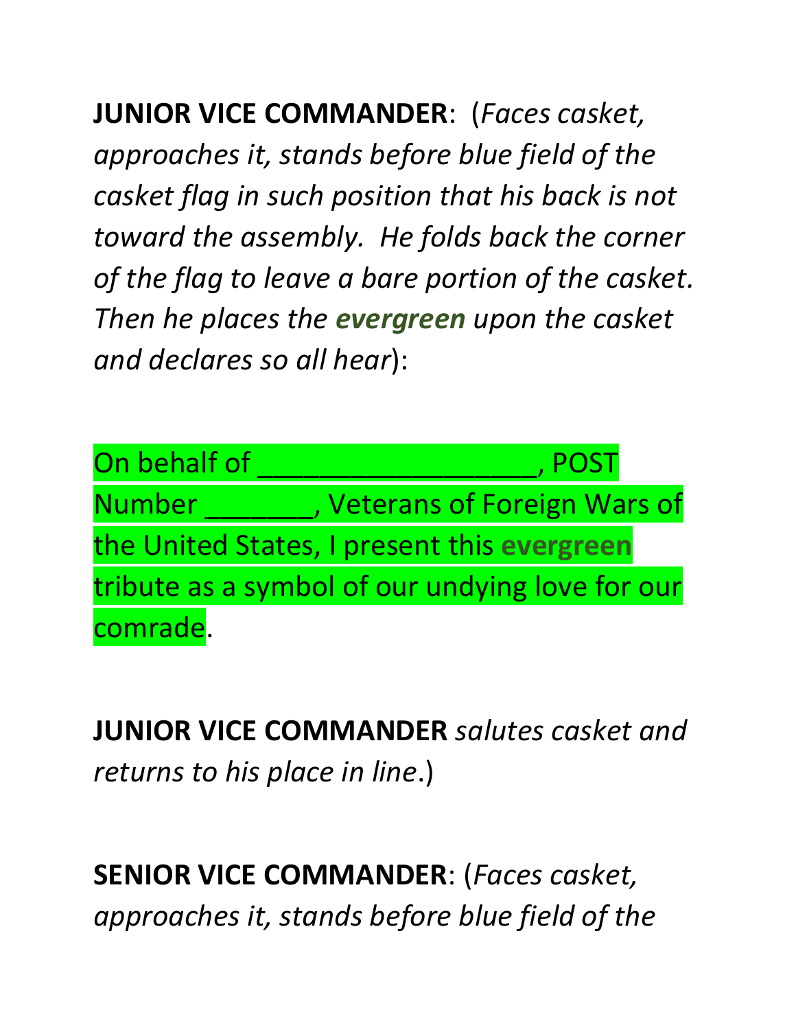**JUNIOR VICE COMMANDER**: (*Faces casket, approaches it, stands before blue field of the casket flag in such position that his back is not toward the assembly. He folds back the corner of the flag to leave a bare portion of the casket. Then he places the* ***evergreen*** *upon the casket and declares so all hear*):

On behalf of ___________________, POST Number _______, Veterans of Foreign Wars of the United States, I present this **evergreen** tribute as a symbol of our undying love for our comrade.

**JUNIOR VICE COMMANDER** *salutes casket and returns to his place in line*.)

**SENIOR VICE COMMANDER**: (*Faces casket, approaches it, stands before blue field of the*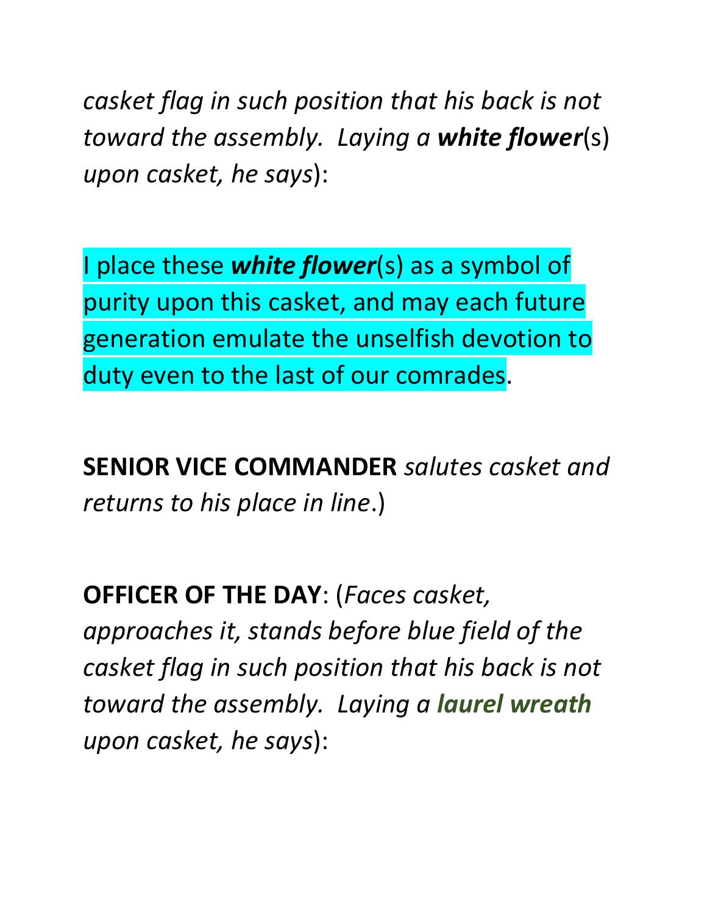*casket flag in such position that his back is not toward the assembly. Laying a* ***white flower***(s) *upon casket, he says*):

I place these ***white flower***(s) as a symbol of purity upon this casket, and may each future generation emulate the unselfish devotion to duty even to the last of our comrades.

**SENIOR VICE COMMANDER** *salutes casket and returns to his place in line*.)

**OFFICER OF THE DAY**: (*Faces casket, approaches it, stands before blue field of the casket flag in such position that his back is not toward the assembly. Laying a* ***laurel wreath*** *upon casket, he says*):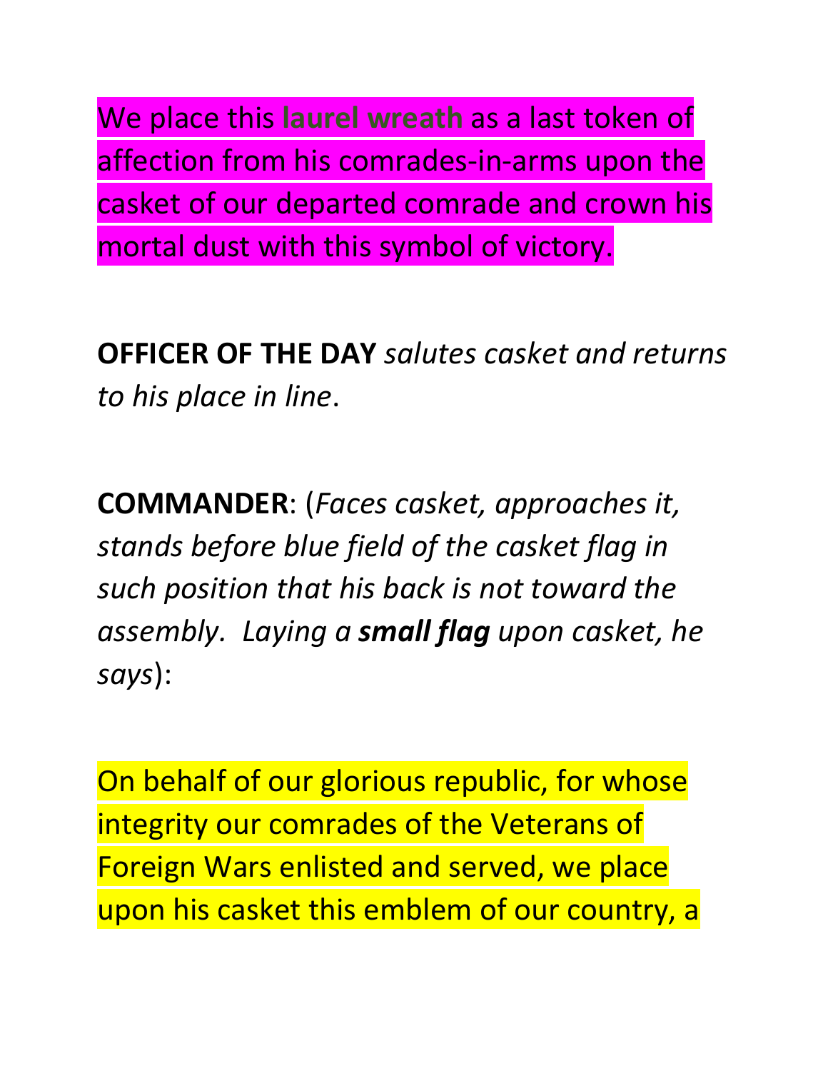We place this **laurel wreath** as a last token of affection from his comrades-in-arms upon the casket of our departed comrade and crown his mortal dust with this symbol of victory.

**OFFICER OF THE DAY** *salutes casket and returns to his place in line*.

**COMMANDER**: (*Faces casket, approaches it, stands before blue field of the casket flag in such position that his back is not toward the assembly. Laying a* ***small flag*** *upon casket, he says*):

On behalf of our glorious republic, for whose integrity our comrades of the Veterans of Foreign Wars enlisted and served, we place upon his casket this emblem of our country, a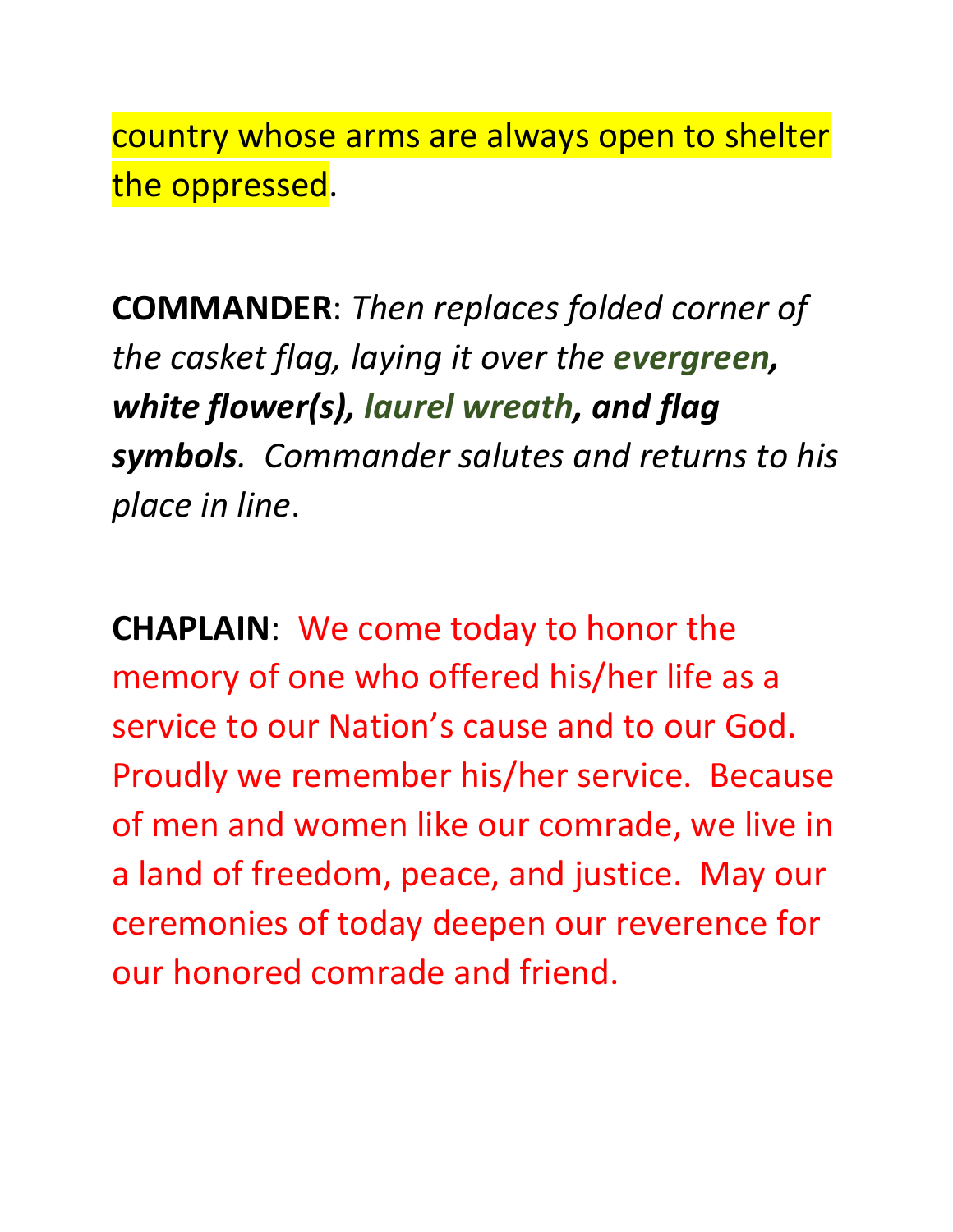country whose arms are always open to shelter the oppressed.

**COMMANDER**: *Then replaces folded corner of the casket flag, laying it over the **evergreen, white flower(s), laurel wreath, and flag symbols**. Commander salutes and returns to his place in line*.

**CHAPLAIN**: We come today to honor the memory of one who offered his/her life as a service to our Nation's cause and to our God. Proudly we remember his/her service. Because of men and women like our comrade, we live in a land of freedom, peace, and justice. May our ceremonies of today deepen our reverence for our honored comrade and friend.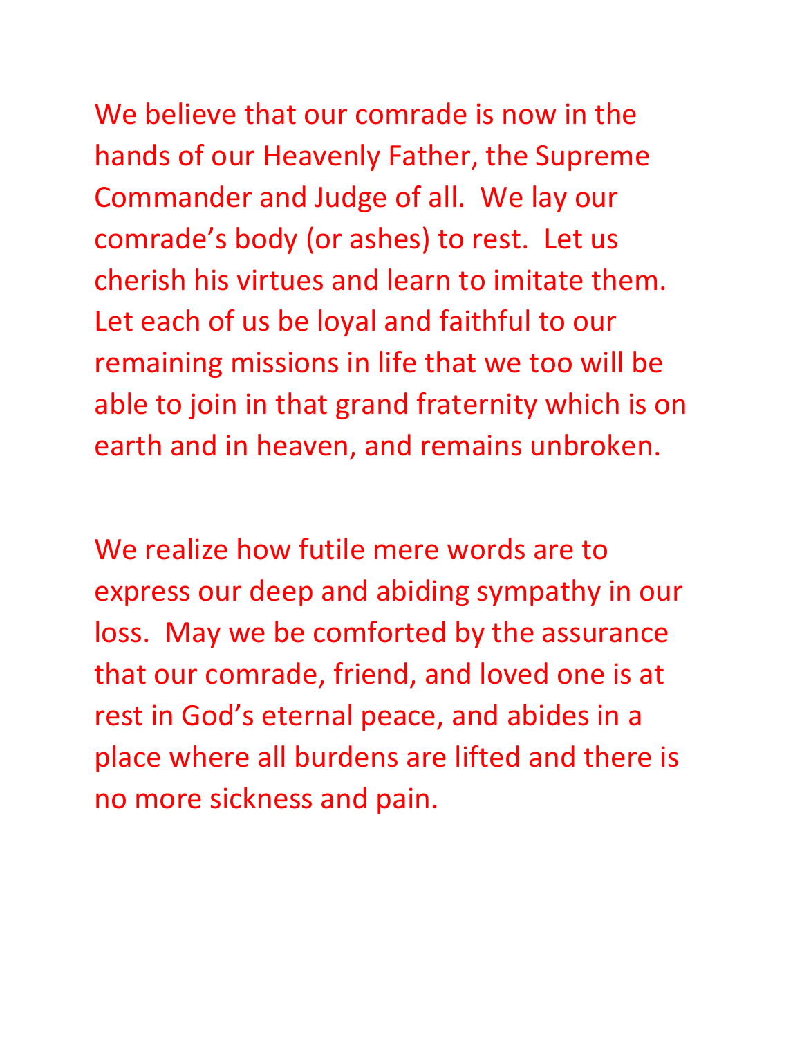We believe that our comrade is now in the hands of our Heavenly Father, the Supreme Commander and Judge of all.  We lay our comrade's body (or ashes) to rest.  Let us cherish his virtues and learn to imitate them.  Let each of us be loyal and faithful to our remaining missions in life that we too will be able to join in that grand fraternity which is on earth and in heaven, and remains unbroken.

We realize how futile mere words are to express our deep and abiding sympathy in our loss.  May we be comforted by the assurance that our comrade, friend, and loved one is at rest in God's eternal peace, and abides in a place where all burdens are lifted and there is no more sickness and pain.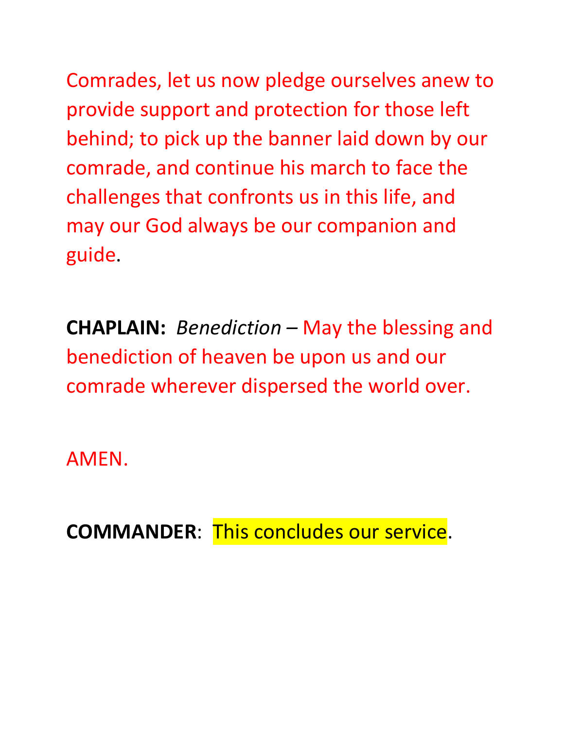Comrades, let us now pledge ourselves anew to provide support and protection for those left behind; to pick up the banner laid down by our comrade, and continue his march to face the challenges that confronts us in this life, and may our God always be our companion and guide.

**CHAPLAIN:** *Benediction* – May the blessing and benediction of heaven be upon us and our comrade wherever dispersed the world over.

AMEN.

**COMMANDER**: This concludes our service.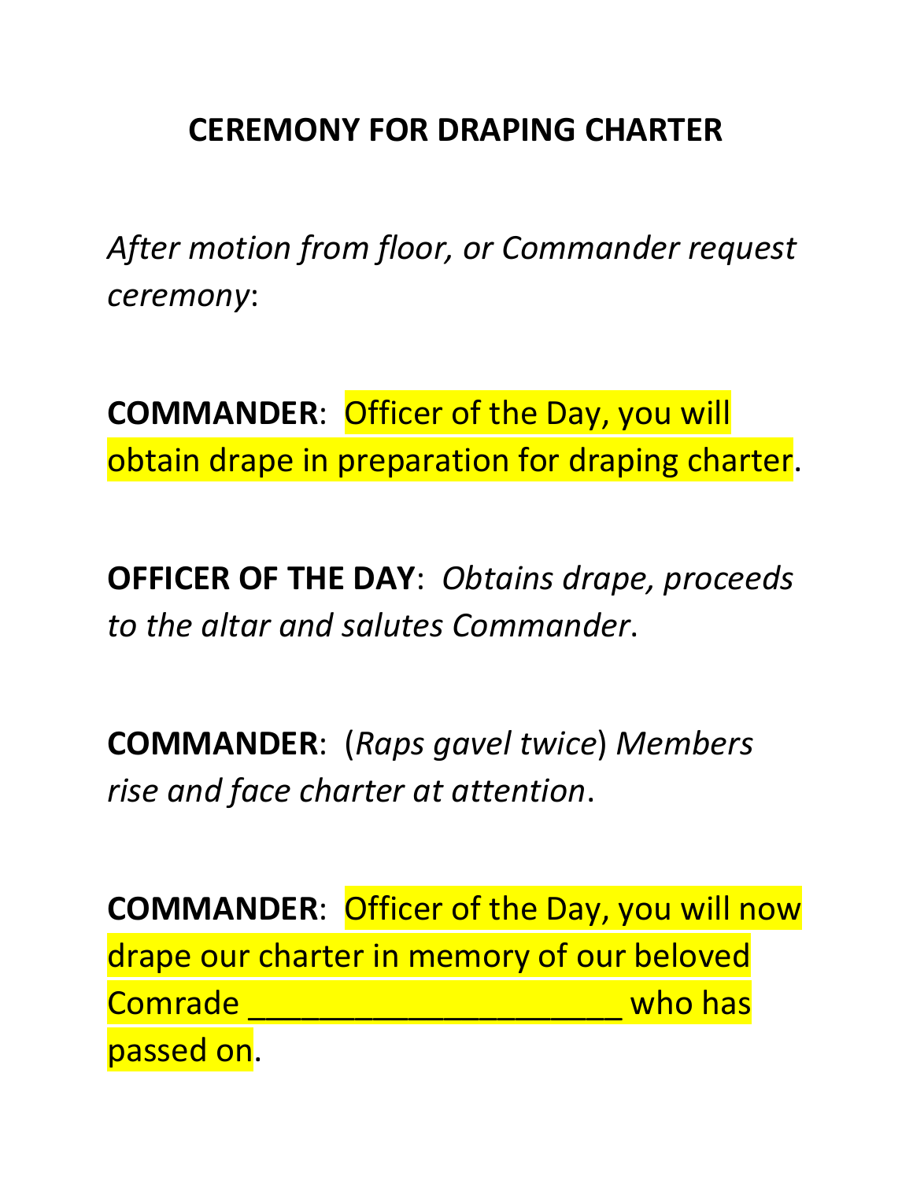# CEREMONY FOR DRAPING CHARTER

*After motion from floor, or Commander request ceremony*:

**COMMANDER**: Officer of the Day, you will obtain drape in preparation for draping charter.

**OFFICER OF THE DAY**: *Obtains drape, proceeds to the altar and salutes Commander*.

**COMMANDER**: (*Raps gavel twice*) *Members rise and face charter at attention*.

**COMMANDER**: Officer of the Day, you will now drape our charter in memory of our beloved Comrade ______________________ who has passed on.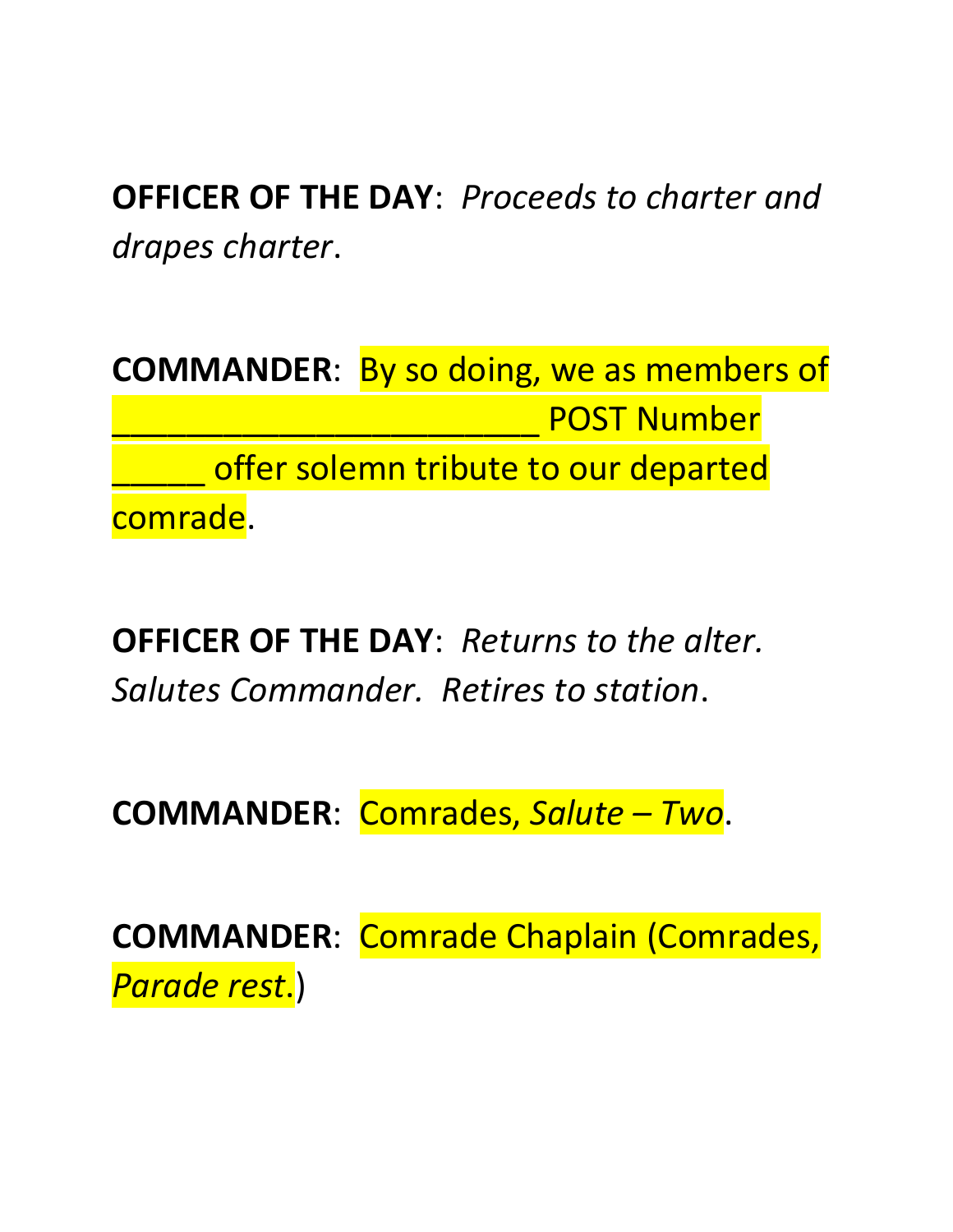**OFFICER OF THE DAY**: *Proceeds to charter and drapes charter*.

**COMMANDER**: By so doing, we as members of ________________________ POST Number _____ offer solemn tribute to our departed comrade.

**OFFICER OF THE DAY**: *Returns to the alter. Salutes Commander. Retires to station*.

**COMMANDER**: Comrades, *Salute – Two*.

**COMMANDER**: Comrade Chaplain (Comrades, *Parade rest*.)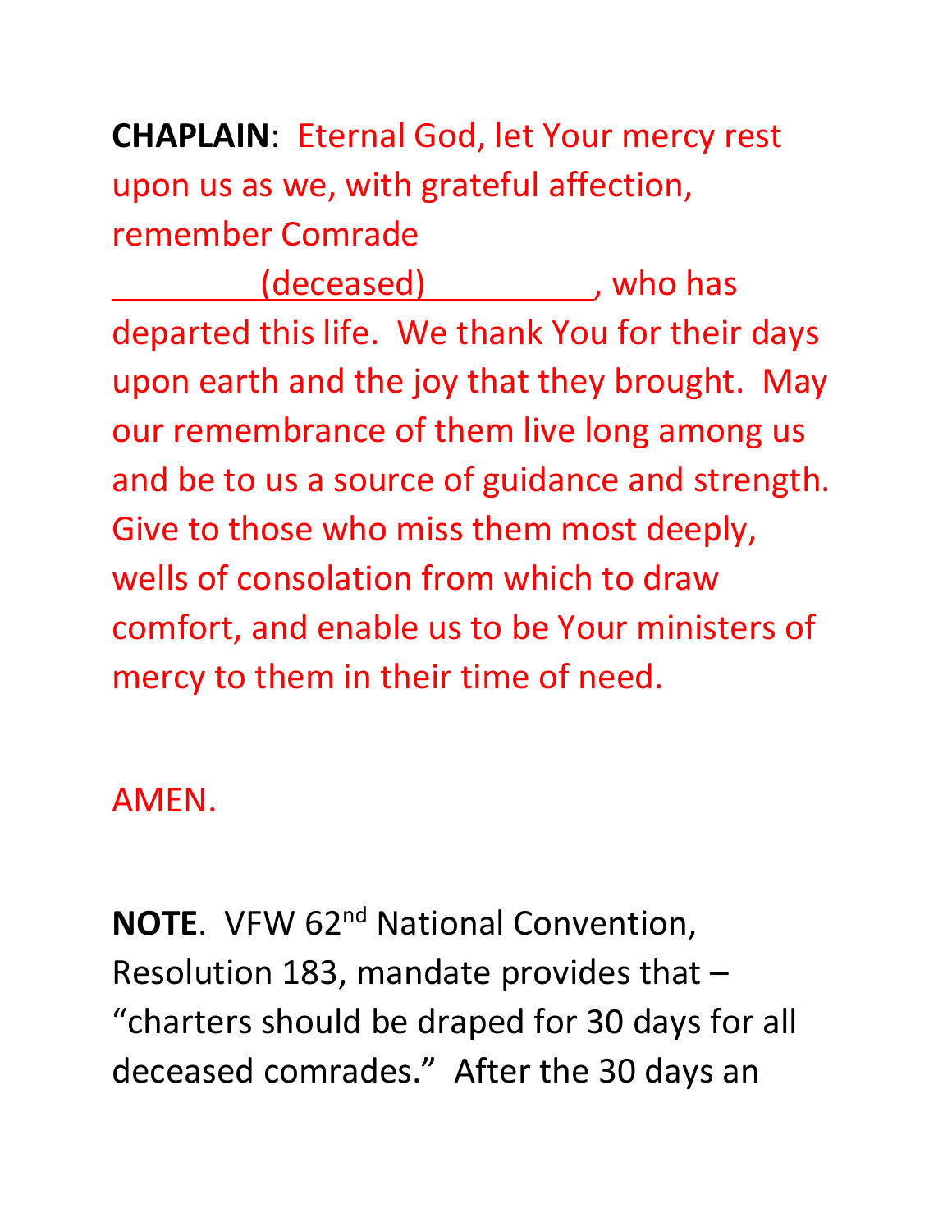**CHAPLAIN**: Eternal God, let Your mercy rest upon us as we, with grateful affection, remember Comrade ________(deceased)_________, who has departed this life. We thank You for their days upon earth and the joy that they brought. May our remembrance of them live long among us and be to us a source of guidance and strength. Give to those who miss them most deeply, wells of consolation from which to draw comfort, and enable us to be Your ministers of mercy to them in their time of need.

AMEN.

**NOTE**. VFW 62nd National Convention, Resolution 183, mandate provides that – "charters should be draped for 30 days for all deceased comrades." After the 30 days an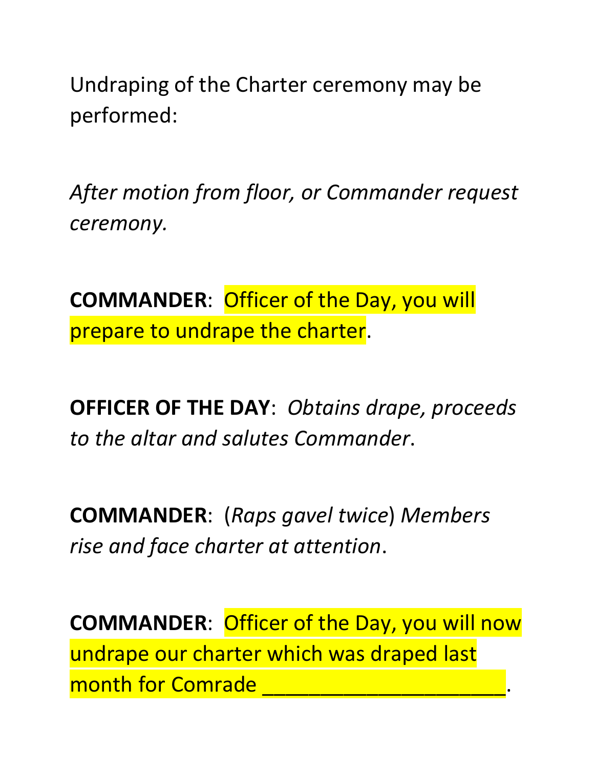Undraping of the Charter ceremony may be performed:

*After motion from floor, or Commander request ceremony.*

**COMMANDER**: Officer of the Day, you will prepare to undrape the charter.

**OFFICER OF THE DAY**: *Obtains drape, proceeds to the altar and salutes Commander*.

**COMMANDER**: (*Raps gavel twice*) *Members rise and face charter at attention*.

**COMMANDER**: Officer of the Day, you will now undrape our charter which was draped last month for Comrade _____________________.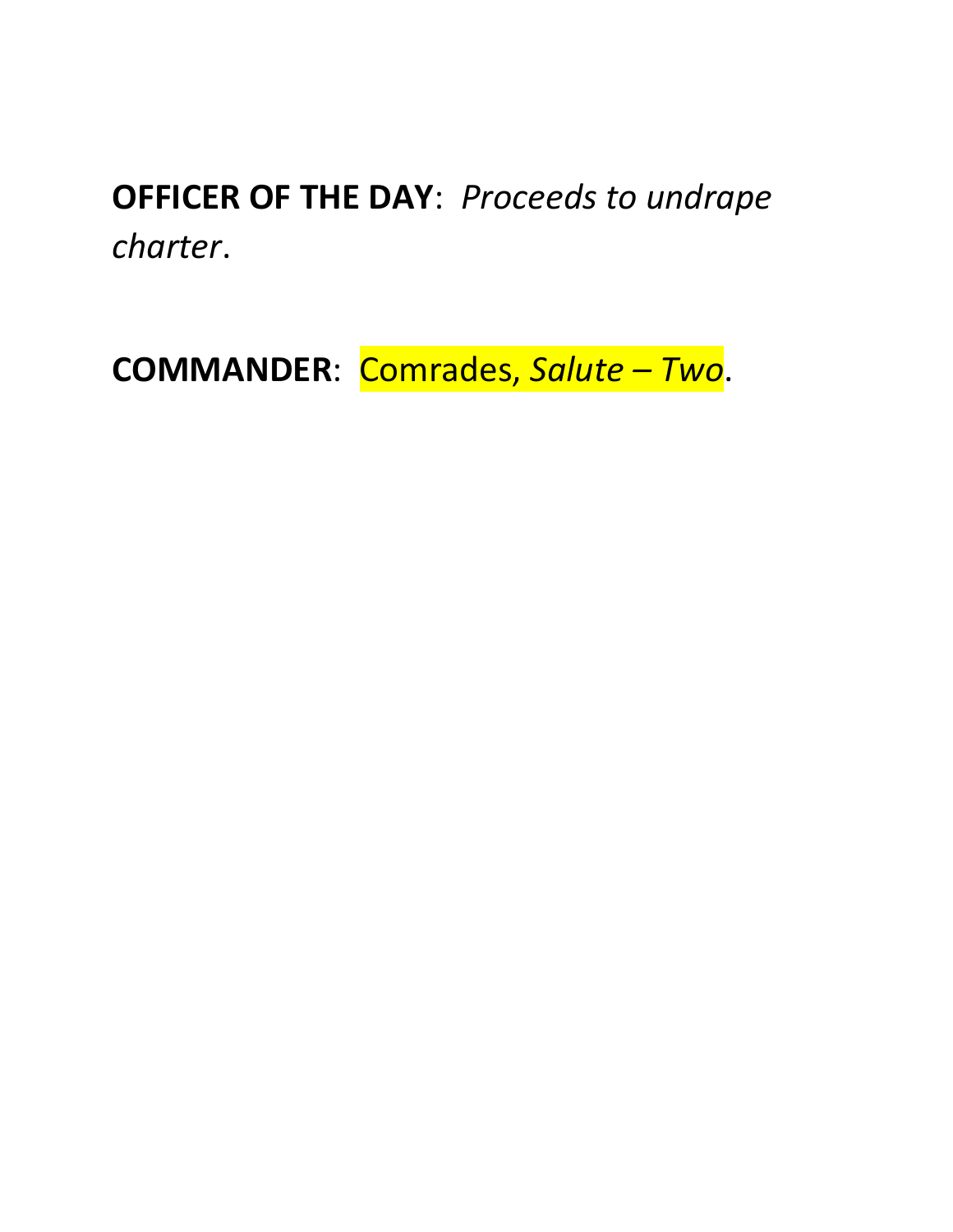**OFFICER OF THE DAY**: *Proceeds to undrape charter*.

**COMMANDER**: Comrades, *Salute – Two*.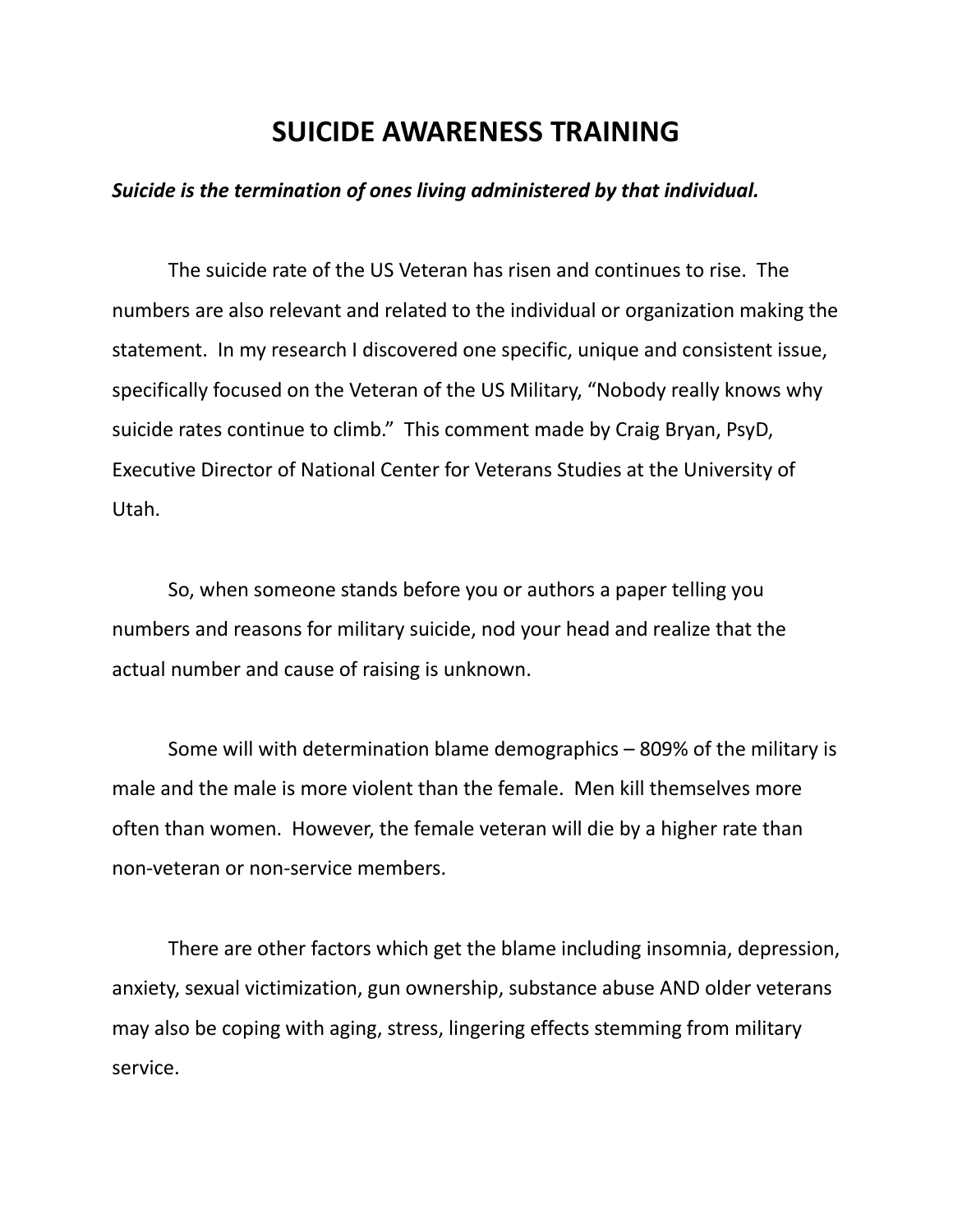# SUICIDE AWARENESS TRAINING

***Suicide is the termination of ones living administered by that individual.***

The suicide rate of the US Veteran has risen and continues to rise. The numbers are also relevant and related to the individual or organization making the statement. In my research I discovered one specific, unique and consistent issue, specifically focused on the Veteran of the US Military, "Nobody really knows why suicide rates continue to climb." This comment made by Craig Bryan, PsyD, Executive Director of National Center for Veterans Studies at the University of Utah.

So, when someone stands before you or authors a paper telling you numbers and reasons for military suicide, nod your head and realize that the actual number and cause of raising is unknown.

Some will with determination blame demographics – 809% of the military is male and the male is more violent than the female. Men kill themselves more often than women. However, the female veteran will die by a higher rate than non-veteran or non-service members.

There are other factors which get the blame including insomnia, depression, anxiety, sexual victimization, gun ownership, substance abuse AND older veterans may also be coping with aging, stress, lingering effects stemming from military service.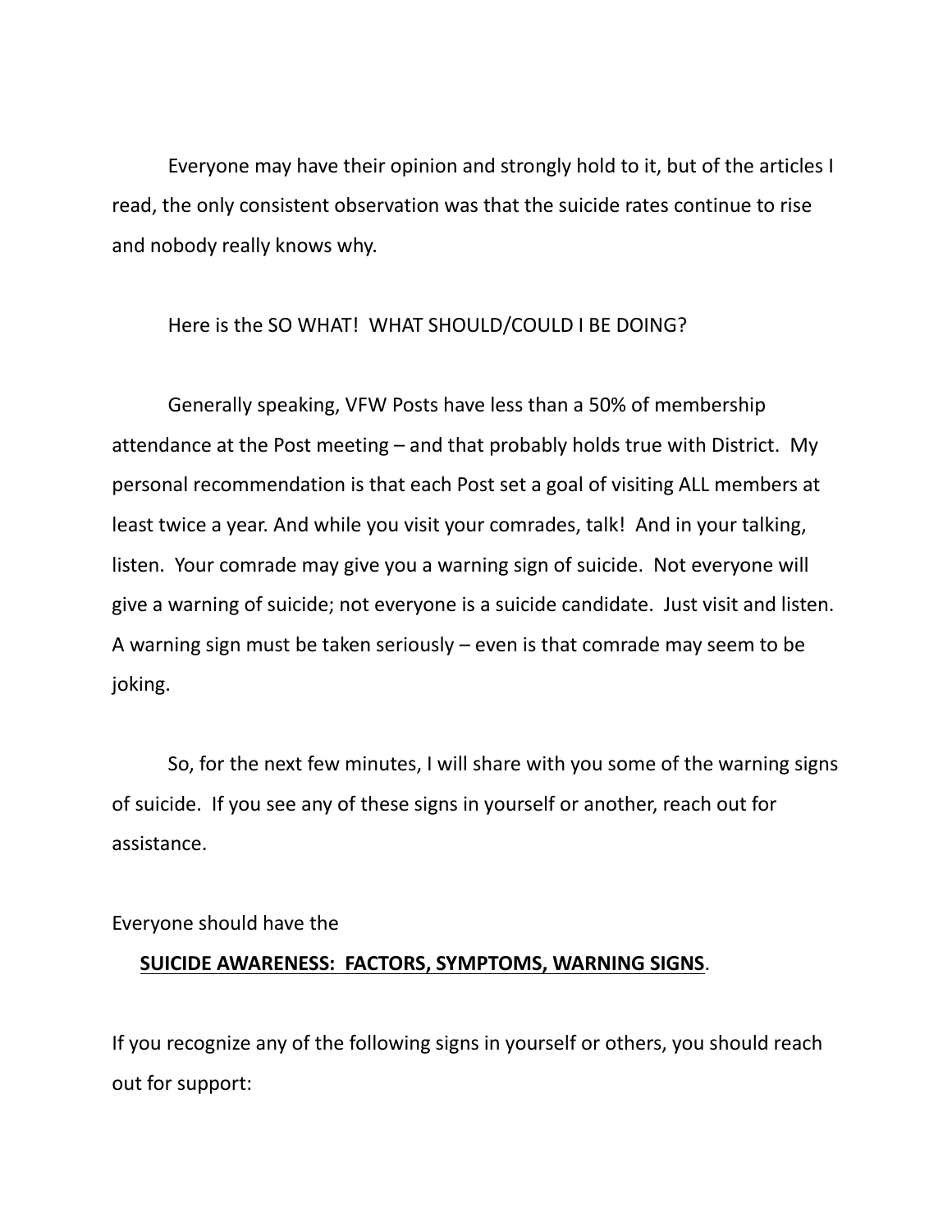Everyone may have their opinion and strongly hold to it, but of the articles I read, the only consistent observation was that the suicide rates continue to rise and nobody really knows why.

Here is the SO WHAT! WHAT SHOULD/COULD I BE DOING?

Generally speaking, VFW Posts have less than a 50% of membership attendance at the Post meeting – and that probably holds true with District. My personal recommendation is that each Post set a goal of visiting ALL members at least twice a year. And while you visit your comrades, talk! And in your talking, listen. Your comrade may give you a warning sign of suicide. Not everyone will give a warning of suicide; not everyone is a suicide candidate. Just visit and listen. A warning sign must be taken seriously – even is that comrade may seem to be joking.

So, for the next few minutes, I will share with you some of the warning signs of suicide. If you see any of these signs in yourself or another, reach out for assistance.

Everyone should have the

**SUICIDE AWARENESS: FACTORS, SYMPTOMS, WARNING SIGNS**.

If you recognize any of the following signs in yourself or others, you should reach out for support: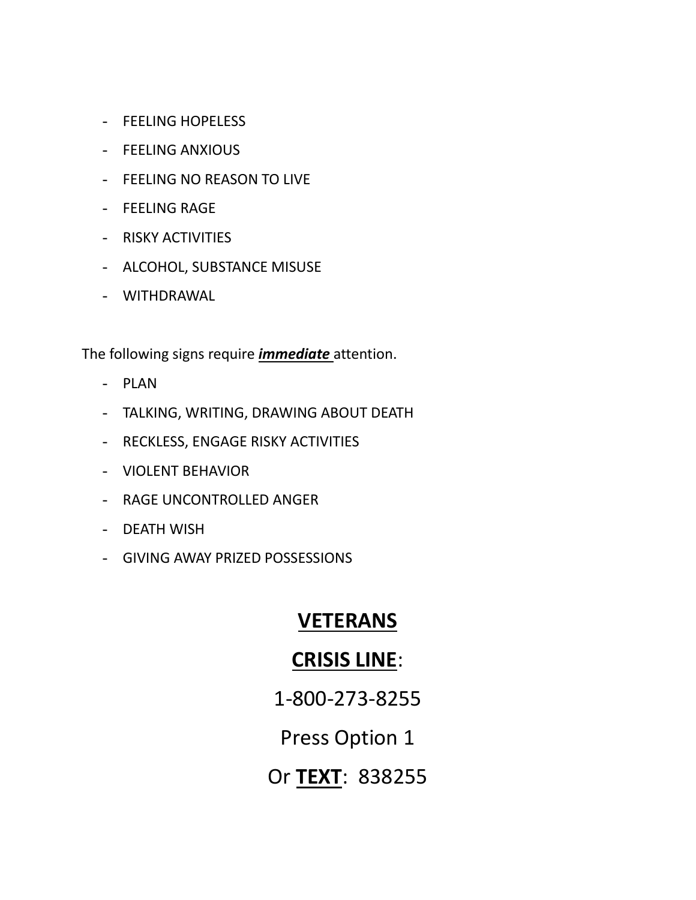- FEELING HOPELESS
- FEELING ANXIOUS
- FEELING NO REASON TO LIVE
- FEELING RAGE
- RISKY ACTIVITIES
- ALCOHOL, SUBSTANCE MISUSE
- WITHDRAWAL

The following signs require ***immediate*** attention.

- PLAN
- TALKING, WRITING, DRAWING ABOUT DEATH
- RECKLESS, ENGAGE RISKY ACTIVITIES
- VIOLENT BEHAVIOR
- RAGE UNCONTROLLED ANGER
- DEATH WISH
- GIVING AWAY PRIZED POSSESSIONS

**VETERANS**

**CRISIS LINE**:

1-800-273-8255

Press Option 1

Or **TEXT**: 838255